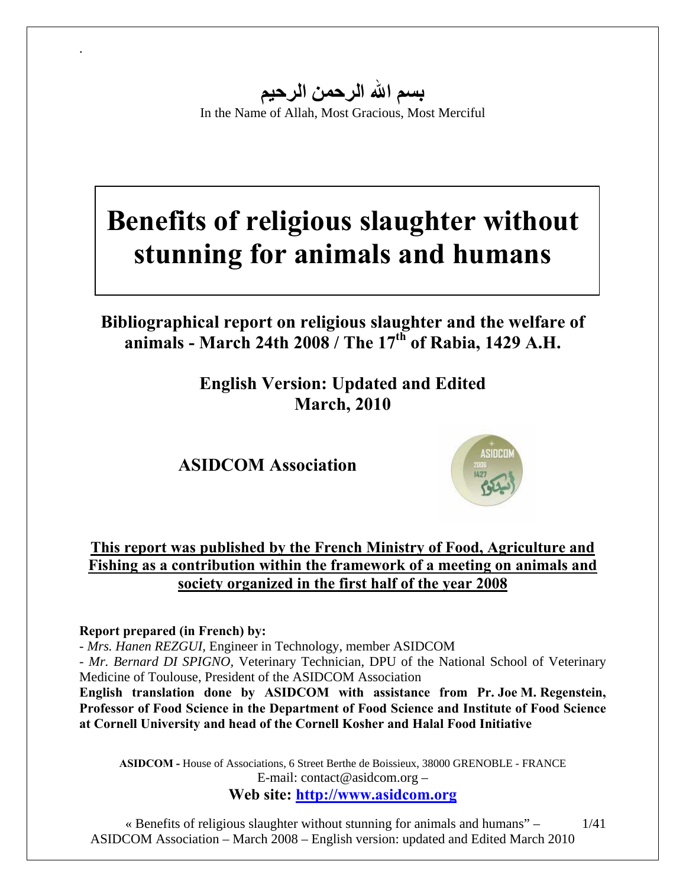بسم الله الرحمن الرحيم

In the Name of Allah, Most Gracious, Most Merciful

# Benefits of religious slaughter without stunning for animals and humans

## Bibliographical report on religious slaughter and the welfare of animals - March 24th 2008 / The 17th of Rabia, 1429 A.H.

### English Version: Updated and Edited March, 2010

### ASIDCOM Association

**This report was published by the French Ministry of Food, Agriculture and Fishing as a contribution within the framework of a meeting on animals and society organized in the first half of the year 2008**

**Report prepared (in French) by:**

- *Mrs. Hanen REZGUI,* Engineer in Technology, member ASIDCOM
- *Mr. Bernard DI SPIGNO,* Veterinary Technician, DPU of the National School of Veterinary Medicine of Toulouse, President of the ASIDCOM Association

**English translation done by ASIDCOM with assistance from Pr. Joe M. Regenstein, Professor of Food Science in the Department of Food Science and Institute of Food Science at Cornell University and head of the Cornell Kosher and Halal Food Initiative**

**ASIDCOM -** House of Associations, 6 Street Berthe de Boissieux, 38000 GRENOBLE - FRANCE
E-mail: contact@asidcom.org –
**Web site: http://www.asidcom.org**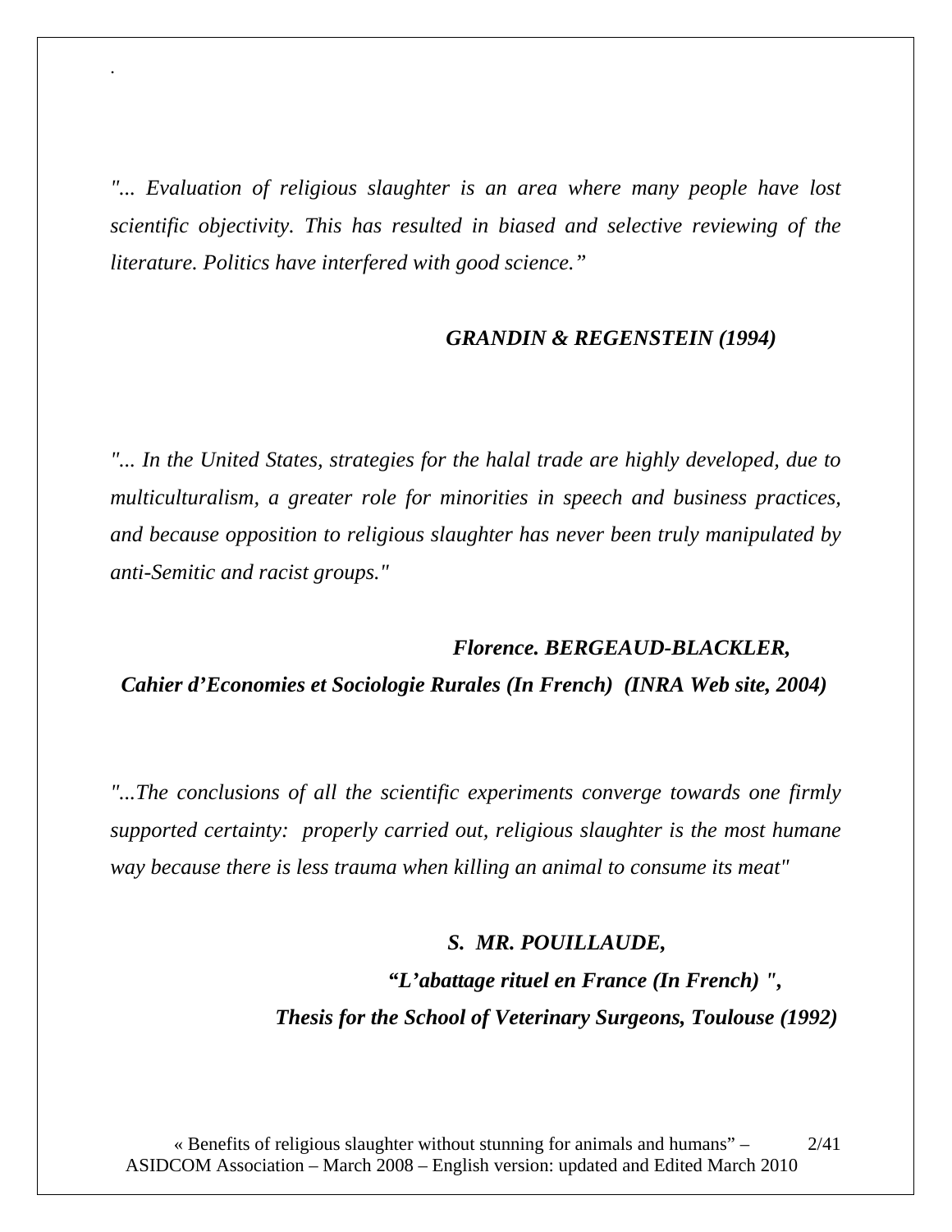*"... Evaluation of religious slaughter is an area where many people have lost scientific objectivity. This has resulted in biased and selective reviewing of the literature. Politics have interfered with good science."*

***GRANDIN & REGENSTEIN (1994)***

*"... In the United States, strategies for the halal trade are highly developed, due to multiculturalism, a greater role for minorities in speech and business practices, and because opposition to religious slaughter has never been truly manipulated by anti-Semitic and racist groups."*

***Florence. BERGEAUD-BLACKLER,***
***Cahier d'Economies et Sociologie Rurales (In French) (INRA Web site, 2004)***

*"...The conclusions of all the scientific experiments converge towards one firmly supported certainty: properly carried out, religious slaughter is the most humane way because there is less trauma when killing an animal to consume its meat"*

***S. MR. POUILLAUDE,***
***"L'abattage rituel en France (In French) ",***
***Thesis for the School of Veterinary Surgeons, Toulouse (1992)***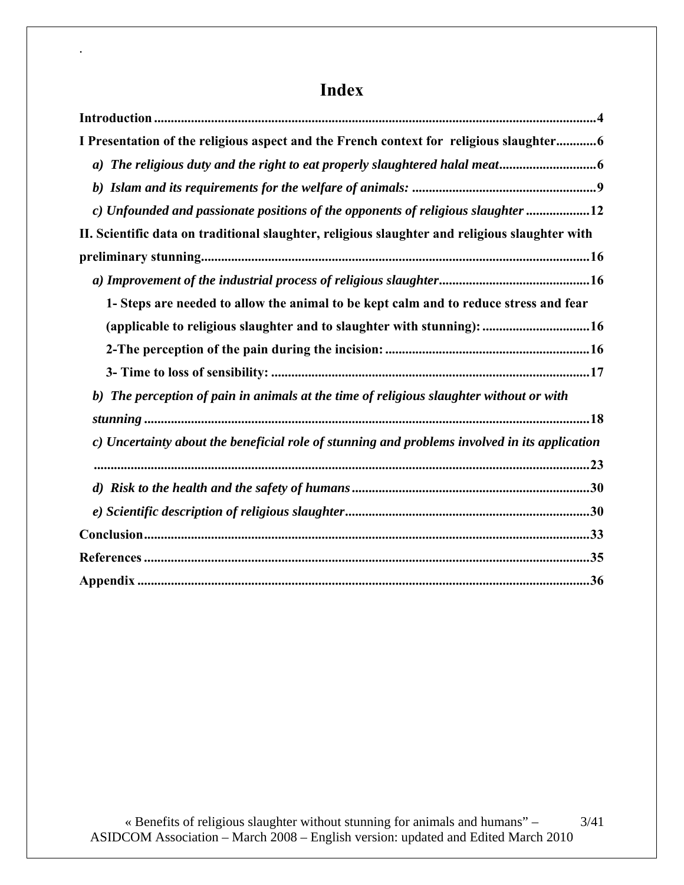# Index

**Introduction** ...................................................................................................................................4

**I Presentation of the religious aspect and the French context for religious slaughter**............6

- ***a) The religious duty and the right to eat properly slaughtered halal meat***.............................6
- ***b) Islam and its requirements for the welfare of animals:*** .......................................................9
- ***c) Unfounded and passionate positions of the opponents of religious slaughter*** ...................12

**II. Scientific data on traditional slaughter, religious slaughter and religious slaughter with preliminary stunning**.................................................................................................................16

- ***a) Improvement of the industrial process of religious slaughter***............................................16
  - **1- Steps are needed to allow the animal to be kept calm and to reduce stress and fear (applicable to religious slaughter and to slaughter with stunning):** ................................16
  - **2-The perception of the pain during the incision:** ............................................................16
  - **3- Time to loss of sensibility:** ..............................................................................................17
- ***b) The perception of pain in animals at the time of religious slaughter without or with stunning*** ....................................................................................................................................18
- ***c) Uncertainty about the beneficial role of stunning and problems involved in its application*** ....................................................................................................................................23
- ***d) Risk to the health and the safety of humans***.......................................................................30
- ***e) Scientific description of religious slaughter***.........................................................................30

**Conclusion**.....................................................................................................................................33

**References**.....................................................................................................................................35

**Appendix** ......................................................................................................................................36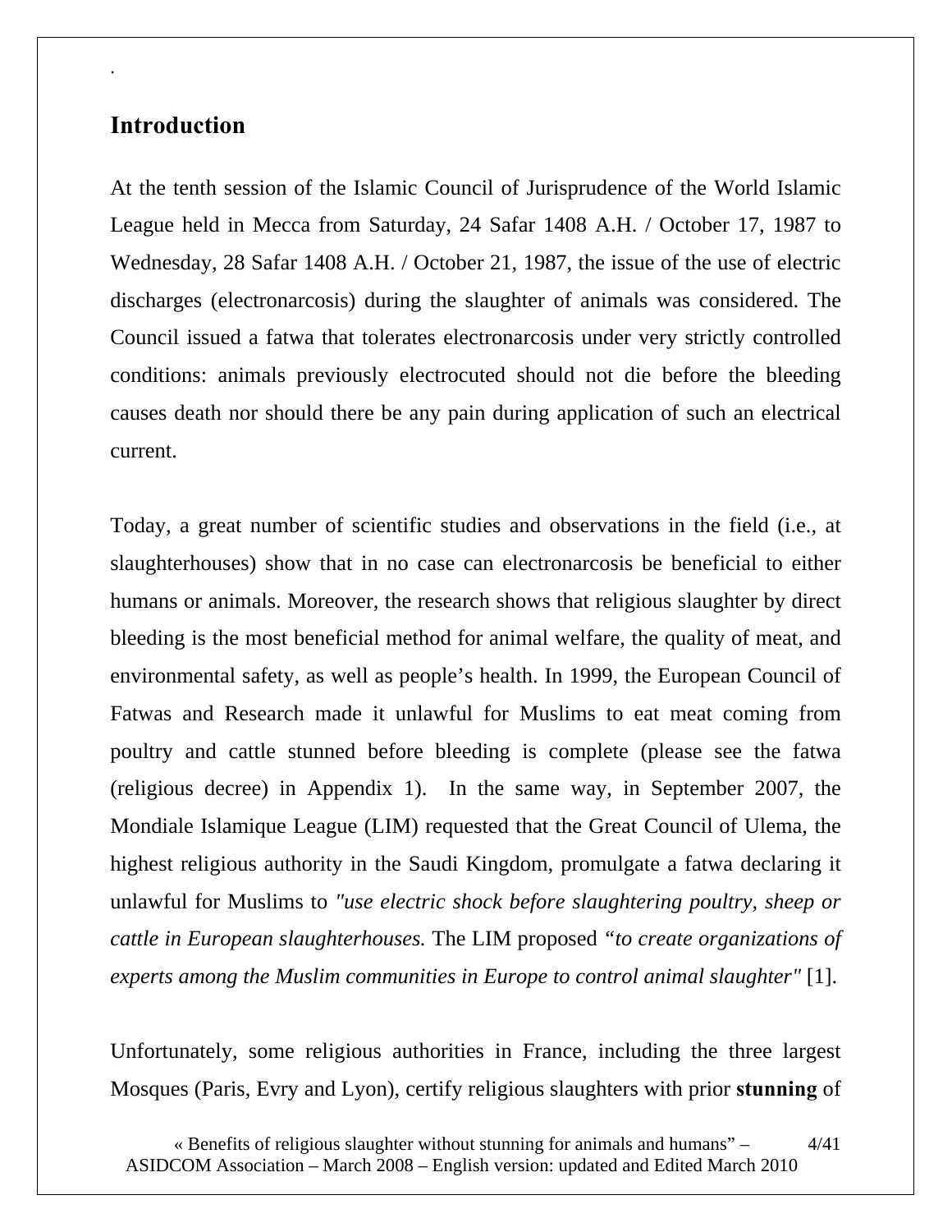## Introduction

At the tenth session of the Islamic Council of Jurisprudence of the World Islamic League held in Mecca from Saturday, 24 Safar 1408 A.H. / October 17, 1987 to Wednesday, 28 Safar 1408 A.H. / October 21, 1987, the issue of the use of electric discharges (electronarcosis) during the slaughter of animals was considered. The Council issued a fatwa that tolerates electronarcosis under very strictly controlled conditions: animals previously electrocuted should not die before the bleeding causes death nor should there be any pain during application of such an electrical current.

Today, a great number of scientific studies and observations in the field (i.e., at slaughterhouses) show that in no case can electronarcosis be beneficial to either humans or animals. Moreover, the research shows that religious slaughter by direct bleeding is the most beneficial method for animal welfare, the quality of meat, and environmental safety, as well as people's health. In 1999, the European Council of Fatwas and Research made it unlawful for Muslims to eat meat coming from poultry and cattle stunned before bleeding is complete (please see the fatwa (religious decree) in Appendix 1). In the same way, in September 2007, the Mondiale Islamique League (LIM) requested that the Great Council of Ulema, the highest religious authority in the Saudi Kingdom, promulgate a fatwa declaring it unlawful for Muslims to *"use electric shock before slaughtering poultry, sheep or cattle in European slaughterhouses.* The LIM proposed *"to create organizations of experts among the Muslim communities in Europe to control animal slaughter"* [1].

Unfortunately, some religious authorities in France, including the three largest Mosques (Paris, Evry and Lyon), certify religious slaughters with prior **stunning** of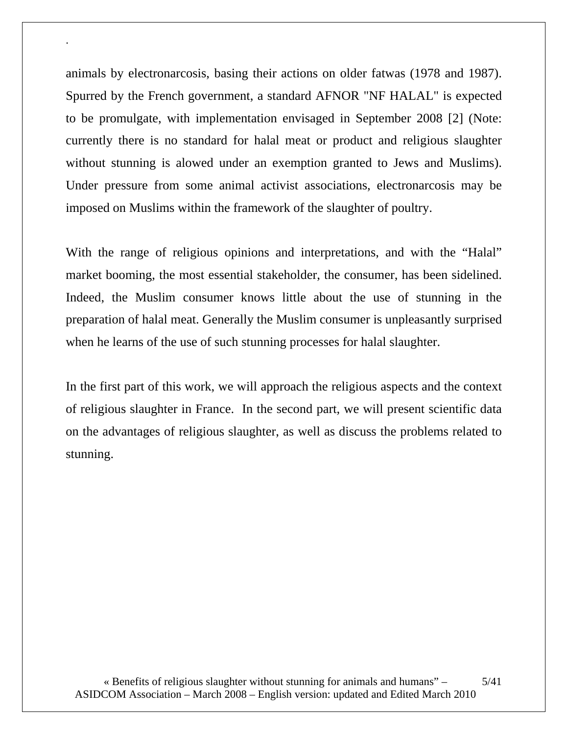animals by electronarcosis, basing their actions on older fatwas (1978 and 1987). Spurred by the French government, a standard AFNOR "NF HALAL" is expected to be promulgate, with implementation envisaged in September 2008 [2] (Note: currently there is no standard for halal meat or product and religious slaughter without stunning is alowed under an exemption granted to Jews and Muslims). Under pressure from some animal activist associations, electronarcosis may be imposed on Muslims within the framework of the slaughter of poultry.

With the range of religious opinions and interpretations, and with the “Halal” market booming, the most essential stakeholder, the consumer, has been sidelined. Indeed, the Muslim consumer knows little about the use of stunning in the preparation of halal meat. Generally the Muslim consumer is unpleasantly surprised when he learns of the use of such stunning processes for halal slaughter.

In the first part of this work, we will approach the religious aspects and the context of religious slaughter in France. In the second part, we will present scientific data on the advantages of religious slaughter, as well as discuss the problems related to stunning.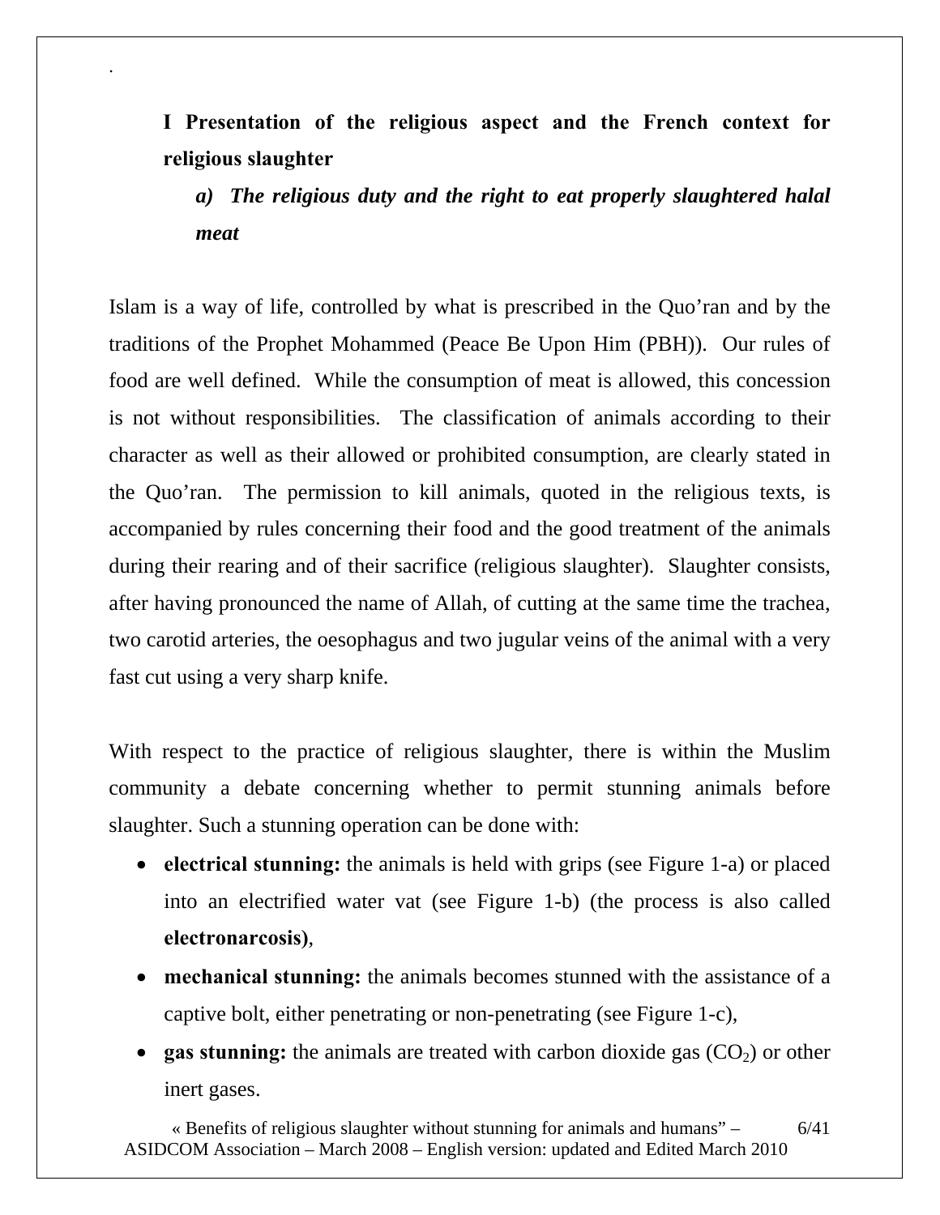## I Presentation of the religious aspect and the French context for religious slaughter

### *a) The religious duty and the right to eat properly slaughtered halal meat*

Islam is a way of life, controlled by what is prescribed in the Quo'ran and by the traditions of the Prophet Mohammed (Peace Be Upon Him (PBH)). Our rules of food are well defined. While the consumption of meat is allowed, this concession is not without responsibilities. The classification of animals according to their character as well as their allowed or prohibited consumption, are clearly stated in the Quo'ran. The permission to kill animals, quoted in the religious texts, is accompanied by rules concerning their food and the good treatment of the animals during their rearing and of their sacrifice (religious slaughter). Slaughter consists, after having pronounced the name of Allah, of cutting at the same time the trachea, two carotid arteries, the oesophagus and two jugular veins of the animal with a very fast cut using a very sharp knife.

With respect to the practice of religious slaughter, there is within the Muslim community a debate concerning whether to permit stunning animals before slaughter. Such a stunning operation can be done with:

- **electrical stunning:** the animals is held with grips (see Figure 1-a) or placed into an electrified water vat (see Figure 1-b) (the process is also called **electronarcosis)**,
- **mechanical stunning:** the animals becomes stunned with the assistance of a captive bolt, either penetrating or non-penetrating (see Figure 1-c),
- **gas stunning:** the animals are treated with carbon dioxide gas ($CO_2$) or other inert gases.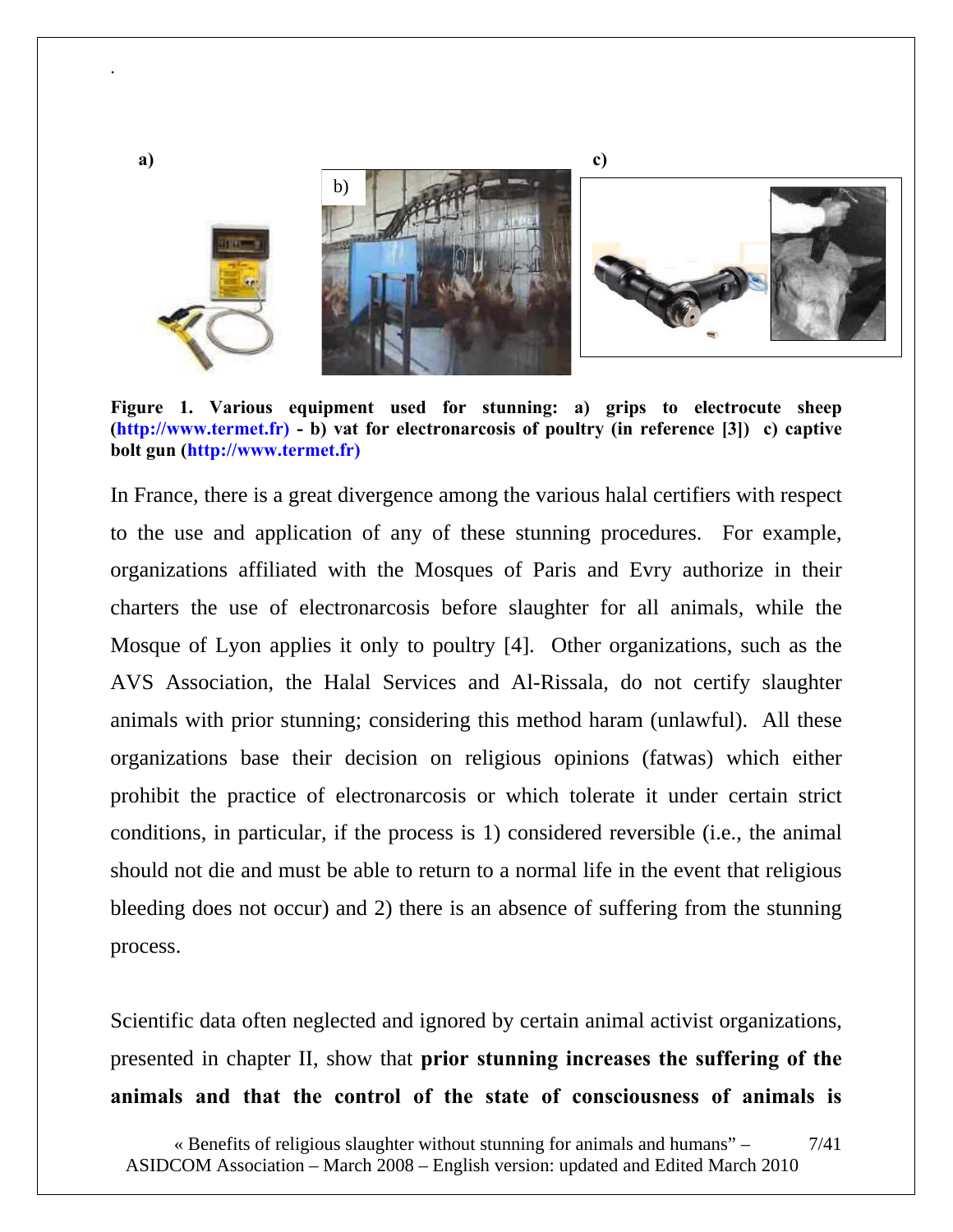Figure 1. Various equipment used for stunning: a) grips to electrocute sheep (http://www.termet.fr) - b) vat for electronarcosis of poultry (in reference [3]) c) captive bolt gun (http://www.termet.fr)

In France, there is a great divergence among the various halal certifiers with respect to the use and application of any of these stunning procedures. For example, organizations affiliated with the Mosques of Paris and Evry authorize in their charters the use of electronarcosis before slaughter for all animals, while the Mosque of Lyon applies it only to poultry [4]. Other organizations, such as the AVS Association, the Halal Services and Al-Rissala, do not certify slaughter animals with prior stunning; considering this method haram (unlawful). All these organizations base their decision on religious opinions (fatwas) which either prohibit the practice of electronarcosis or which tolerate it under certain strict conditions, in particular, if the process is 1) considered reversible (i.e., the animal should not die and must be able to return to a normal life in the event that religious bleeding does not occur) and 2) there is an absence of suffering from the stunning process.

Scientific data often neglected and ignored by certain animal activist organizations, presented in chapter II, show that **prior stunning increases the suffering of the animals and that the control of the state of consciousness of animals is**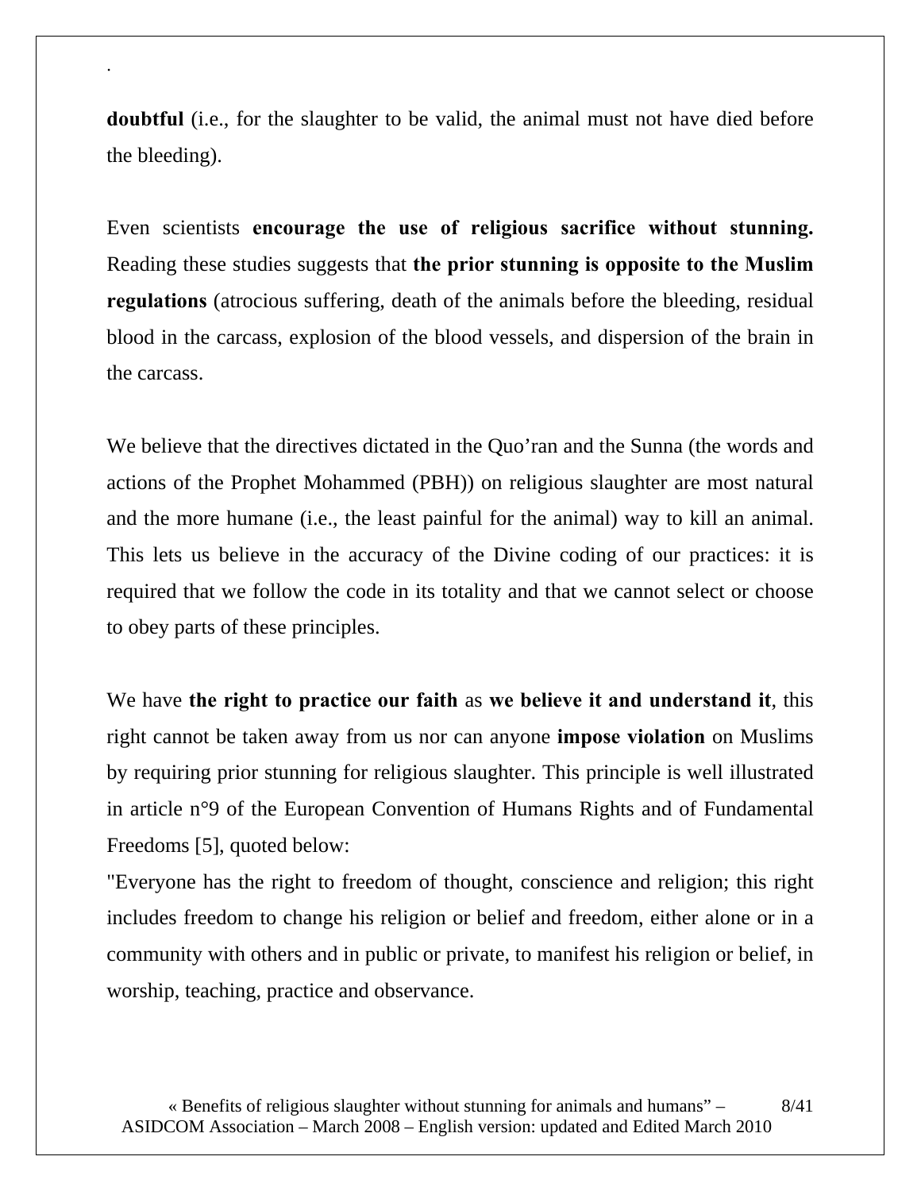.

**doubtful** (i.e., for the slaughter to be valid, the animal must not have died before the bleeding).

Even scientists **encourage the use of religious sacrifice without stunning.** Reading these studies suggests that **the prior stunning is opposite to the Muslim regulations** (atrocious suffering, death of the animals before the bleeding, residual blood in the carcass, explosion of the blood vessels, and dispersion of the brain in the carcass.

We believe that the directives dictated in the Quo'ran and the Sunna (the words and actions of the Prophet Mohammed (PBH)) on religious slaughter are most natural and the more humane (i.e., the least painful for the animal) way to kill an animal. This lets us believe in the accuracy of the Divine coding of our practices: it is required that we follow the code in its totality and that we cannot select or choose to obey parts of these principles.

We have **the right to practice our faith** as **we believe it and understand it**, this right cannot be taken away from us nor can anyone **impose violation** on Muslims by requiring prior stunning for religious slaughter. This principle is well illustrated in article n°9 of the European Convention of Humans Rights and of Fundamental Freedoms [5], quoted below:

"Everyone has the right to freedom of thought, conscience and religion; this right includes freedom to change his religion or belief and freedom, either alone or in a community with others and in public or private, to manifest his religion or belief, in worship, teaching, practice and observance.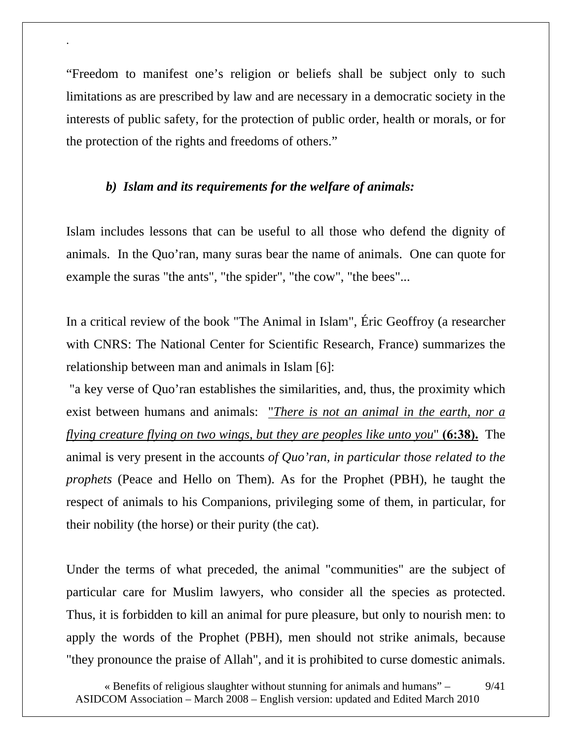“Freedom to manifest one’s religion or beliefs shall be subject only to such limitations as are prescribed by law and are necessary in a democratic society in the interests of public safety, for the protection of public order, health or morals, or for the protection of the rights and freedoms of others.”

### *b) Islam and its requirements for the welfare of animals:*

Islam includes lessons that can be useful to all those who defend the dignity of animals. In the Quo’ran, many suras bear the name of animals. One can quote for example the suras "the ants", "the spider", "the cow", "the bees"...

In a critical review of the book "The Animal in Islam", Éric Geoffroy (a researcher with CNRS: The National Center for Scientific Research, France) summarizes the relationship between man and animals in Islam [6]:

"a key verse of Quo’ran establishes the similarities, and, thus, the proximity which exist between humans and animals: "*There is not an animal in the earth, nor a flying creature flying on two wings, but they are peoples like unto you*" **(6:38).** The animal is very present in the accounts *of Quo’ran, in particular those related to the prophets* (Peace and Hello on Them). As for the Prophet (PBH), he taught the respect of animals to his Companions, privileging some of them, in particular, for their nobility (the horse) or their purity (the cat).

Under the terms of what preceded, the animal "communities" are the subject of particular care for Muslim lawyers, who consider all the species as protected. Thus, it is forbidden to kill an animal for pure pleasure, but only to nourish men: to apply the words of the Prophet (PBH), men should not strike animals, because "they pronounce the praise of Allah", and it is prohibited to curse domestic animals.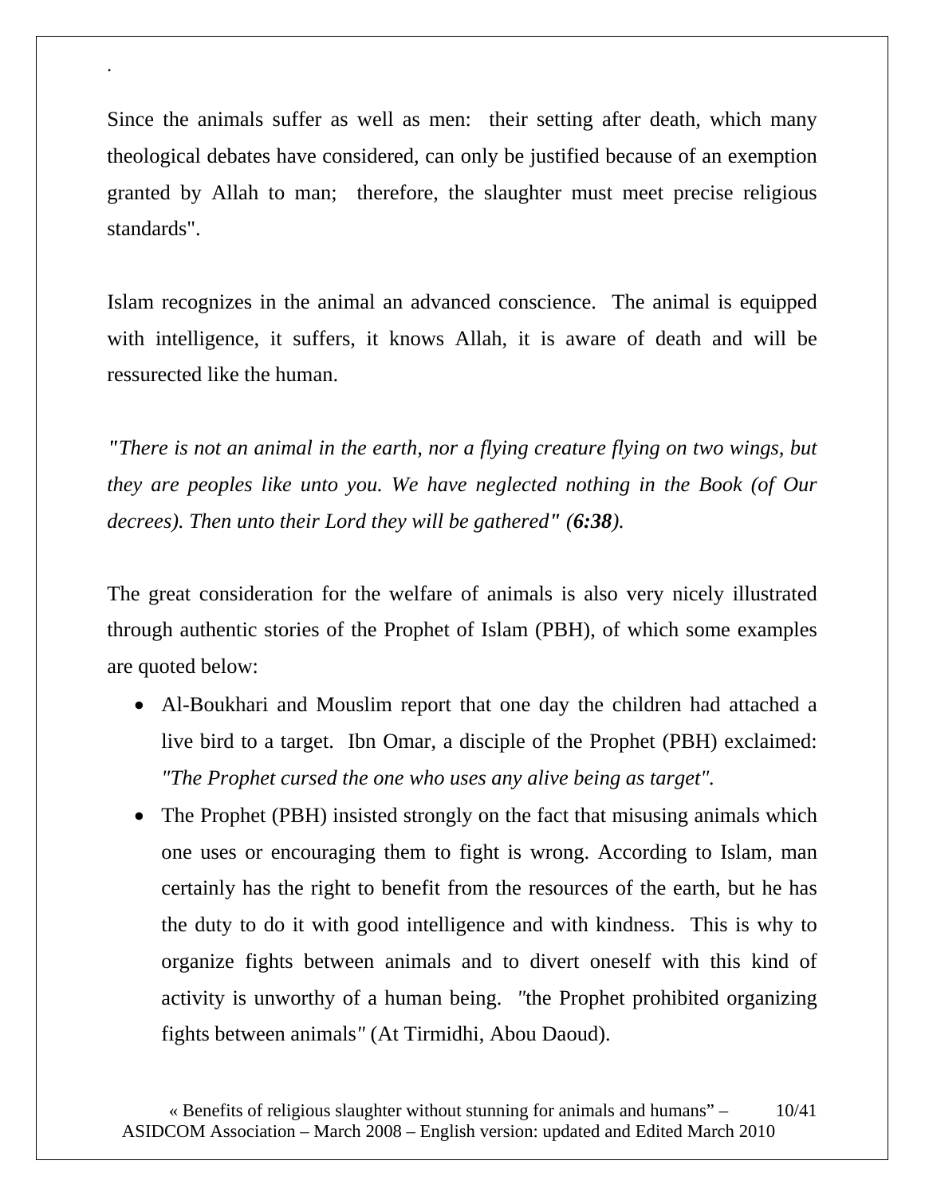.

Since the animals suffer as well as men: their setting after death, which many theological debates have considered, can only be justified because of an exemption granted by Allah to man; therefore, the slaughter must meet precise religious standards".

Islam recognizes in the animal an advanced conscience. The animal is equipped with intelligence, it suffers, it knows Allah, it is aware of death and will be ressurected like the human.

*"There is not an animal in the earth, nor a flying creature flying on two wings, but they are peoples like unto you. We have neglected nothing in the Book (of Our decrees). Then unto their Lord they will be gathered" (**6:38**).*

The great consideration for the welfare of animals is also very nicely illustrated through authentic stories of the Prophet of Islam (PBH), of which some examples are quoted below:

- Al-Boukhari and Mouslim report that one day the children had attached a live bird to a target. Ibn Omar, a disciple of the Prophet (PBH) exclaimed: *"The Prophet cursed the one who uses any alive being as target".*
- The Prophet (PBH) insisted strongly on the fact that misusing animals which one uses or encouraging them to fight is wrong. According to Islam, man certainly has the right to benefit from the resources of the earth, but he has the duty to do it with good intelligence and with kindness. This is why to organize fights between animals and to divert oneself with this kind of activity is unworthy of a human being. *"*the Prophet prohibited organizing fights between animals*"* (At Tirmidhi, Abou Daoud).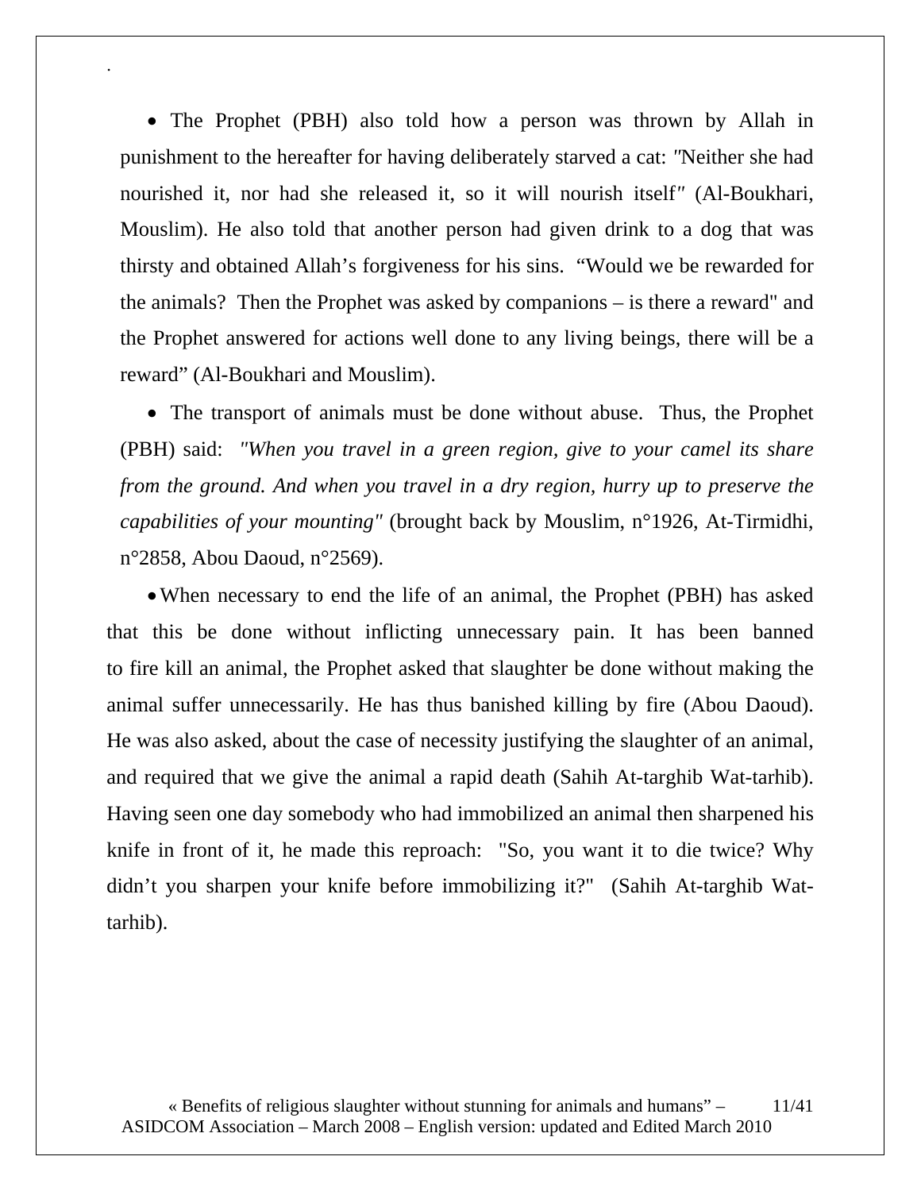- The Prophet (PBH) also told how a person was thrown by Allah in punishment to the hereafter for having deliberately starved a cat: *"*Neither she had nourished it, nor had she released it, so it will nourish itself*"* (Al-Boukhari, Mouslim). He also told that another person had given drink to a dog that was thirsty and obtained Allah's forgiveness for his sins. "Would we be rewarded for the animals? Then the Prophet was asked by companions – is there a reward" and the Prophet answered for actions well done to any living beings, there will be a reward" (Al-Boukhari and Mouslim).

- The transport of animals must be done without abuse. Thus, the Prophet (PBH) said: *"When you travel in a green region, give to your camel its share from the ground. And when you travel in a dry region, hurry up to preserve the capabilities of your mounting"* (brought back by Mouslim, n°1926, At-Tirmidhi, n°2858, Abou Daoud, n°2569).

- When necessary to end the life of an animal, the Prophet (PBH) has asked that this be done without inflicting unnecessary pain. It has been banned to fire kill an animal, the Prophet asked that slaughter be done without making the animal suffer unnecessarily. He has thus banished killing by fire (Abou Daoud). He was also asked, about the case of necessity justifying the slaughter of an animal, and required that we give the animal a rapid death (Sahih At-targhib Wat-tarhib). Having seen one day somebody who had immobilized an animal then sharpened his knife in front of it, he made this reproach: "So, you want it to die twice? Why didn't you sharpen your knife before immobilizing it?" (Sahih At-targhib Wat-tarhib).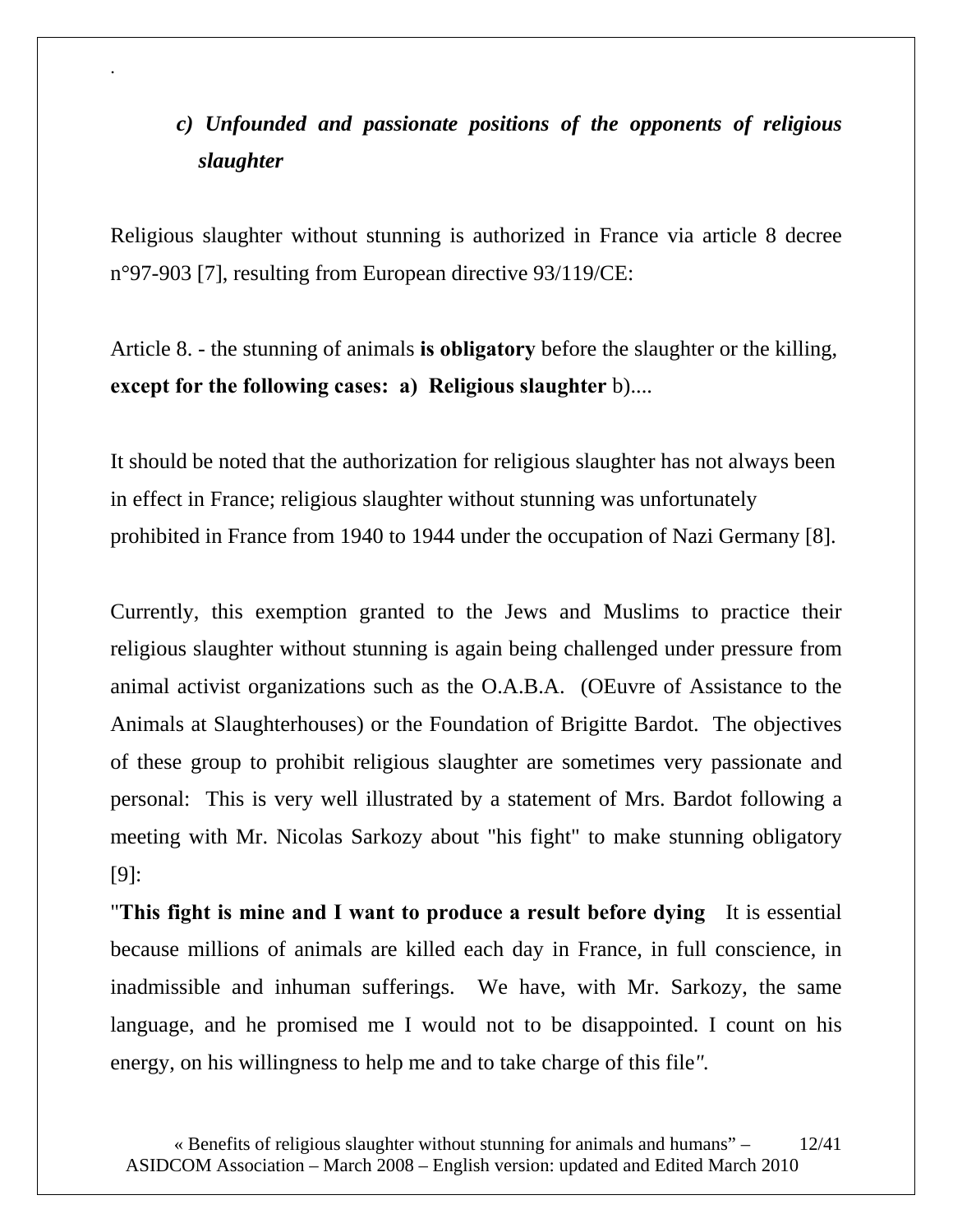### *c) Unfounded and passionate positions of the opponents of religious slaughter*

Religious slaughter without stunning is authorized in France via article 8 decree n°97-903 [7], resulting from European directive 93/119/CE:

Article 8. - the stunning of animals **is obligatory** before the slaughter or the killing, **except for the following cases: a) Religious slaughter** b)....

It should be noted that the authorization for religious slaughter has not always been in effect in France; religious slaughter without stunning was unfortunately prohibited in France from 1940 to 1944 under the occupation of Nazi Germany [8].

Currently, this exemption granted to the Jews and Muslims to practice their religious slaughter without stunning is again being challenged under pressure from animal activist organizations such as the O.A.B.A. (OEuvre of Assistance to the Animals at Slaughterhouses) or the Foundation of Brigitte Bardot. The objectives of these group to prohibit religious slaughter are sometimes very passionate and personal: This is very well illustrated by a statement of Mrs. Bardot following a meeting with Mr. Nicolas Sarkozy about "his fight" to make stunning obligatory [9]:

"**This fight is mine and I want to produce a result before dying** It is essential because millions of animals are killed each day in France, in full conscience, in inadmissible and inhuman sufferings. We have, with Mr. Sarkozy, the same language, and he promised me I would not to be disappointed. I count on his energy, on his willingness to help me and to take charge of this file*"*.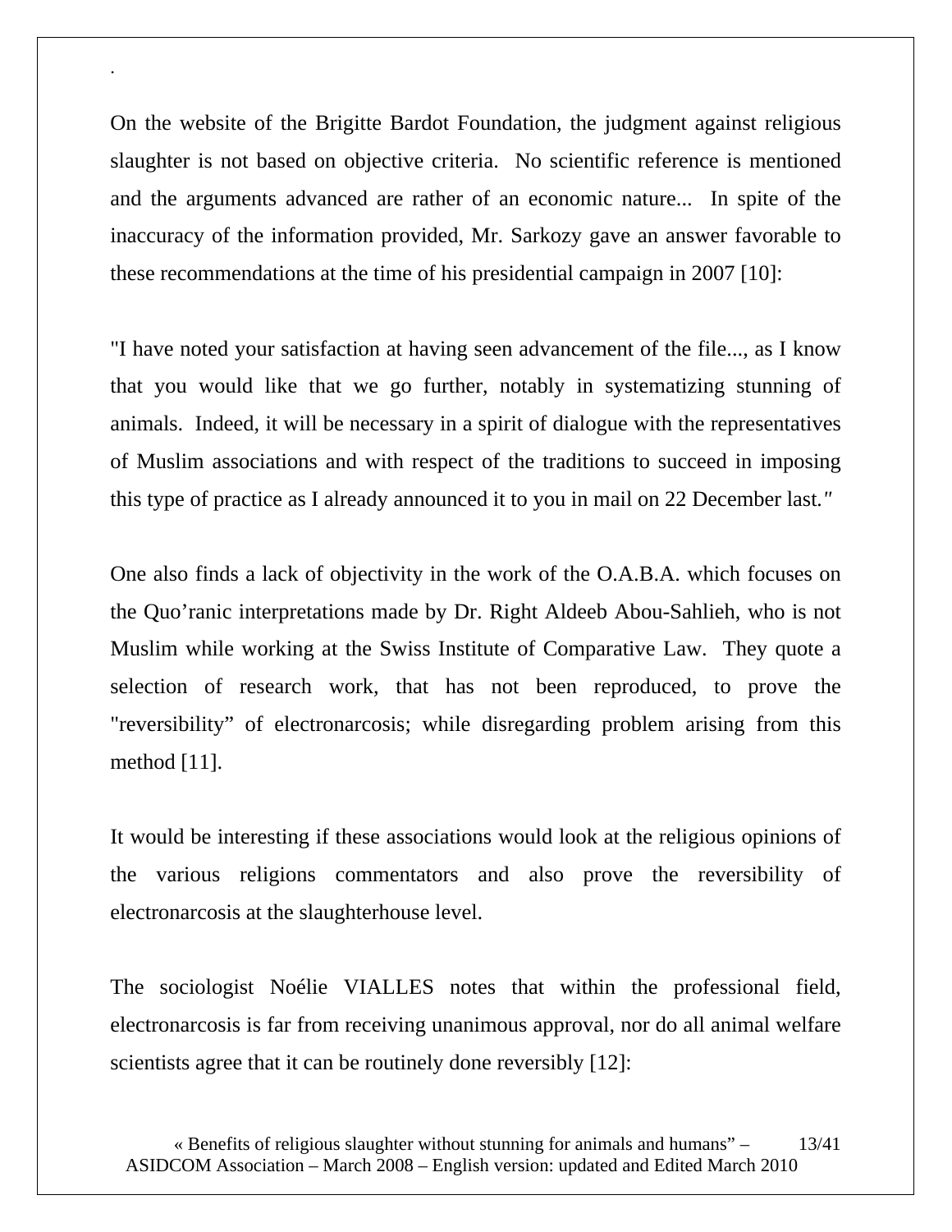.

On the website of the Brigitte Bardot Foundation, the judgment against religious slaughter is not based on objective criteria. No scientific reference is mentioned and the arguments advanced are rather of an economic nature... In spite of the inaccuracy of the information provided, Mr. Sarkozy gave an answer favorable to these recommendations at the time of his presidential campaign in 2007 [10]:

"I have noted your satisfaction at having seen advancement of the file..., as I know that you would like that we go further, notably in systematizing stunning of animals. Indeed, it will be necessary in a spirit of dialogue with the representatives of Muslim associations and with respect of the traditions to succeed in imposing this type of practice as I already announced it to you in mail on 22 December last."

One also finds a lack of objectivity in the work of the O.A.B.A. which focuses on the Quo'ranic interpretations made by Dr. Right Aldeeb Abou-Sahlieh, who is not Muslim while working at the Swiss Institute of Comparative Law. They quote a selection of research work, that has not been reproduced, to prove the "reversibility" of electronarcosis; while disregarding problem arising from this method [11].

It would be interesting if these associations would look at the religious opinions of the various religions commentators and also prove the reversibility of electronarcosis at the slaughterhouse level.

The sociologist Noélie VIALLES notes that within the professional field, electronarcosis is far from receiving unanimous approval, nor do all animal welfare scientists agree that it can be routinely done reversibly [12]: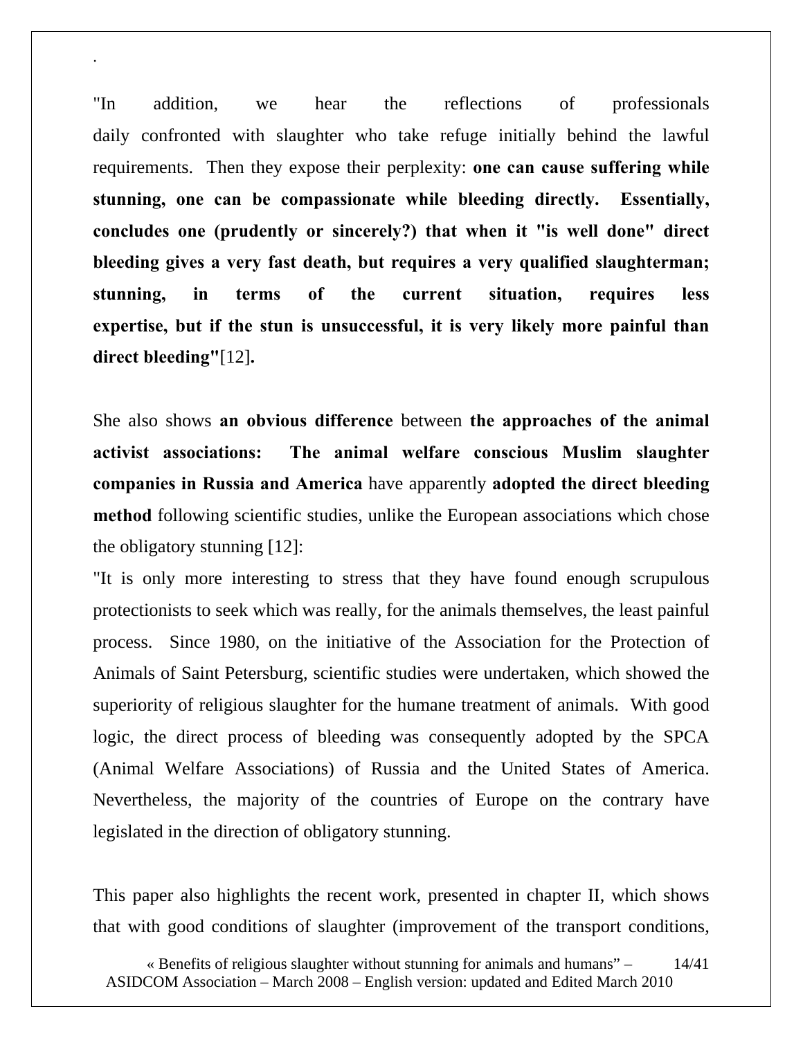"In addition, we hear the reflections of professionals daily confronted with slaughter who take refuge initially behind the lawful requirements. Then they expose their perplexity: **one can cause suffering while stunning, one can be compassionate while bleeding directly. Essentially, concludes one (prudently or sincerely?) that when it "is well done" direct bleeding gives a very fast death, but requires a very qualified slaughterman; stunning, in terms of the current situation, requires less expertise, but if the stun is unsuccessful, it is very likely more painful than direct bleeding"**[12]**.**

She also shows **an obvious difference** between **the approaches of the animal activist associations: The animal welfare conscious Muslim slaughter companies in Russia and America** have apparently **adopted the direct bleeding method** following scientific studies, unlike the European associations which chose the obligatory stunning [12]:

"It is only more interesting to stress that they have found enough scrupulous protectionists to seek which was really, for the animals themselves, the least painful process. Since 1980, on the initiative of the Association for the Protection of Animals of Saint Petersburg, scientific studies were undertaken, which showed the superiority of religious slaughter for the humane treatment of animals. With good logic, the direct process of bleeding was consequently adopted by the SPCA (Animal Welfare Associations) of Russia and the United States of America. Nevertheless, the majority of the countries of Europe on the contrary have legislated in the direction of obligatory stunning.

This paper also highlights the recent work, presented in chapter II, which shows that with good conditions of slaughter (improvement of the transport conditions,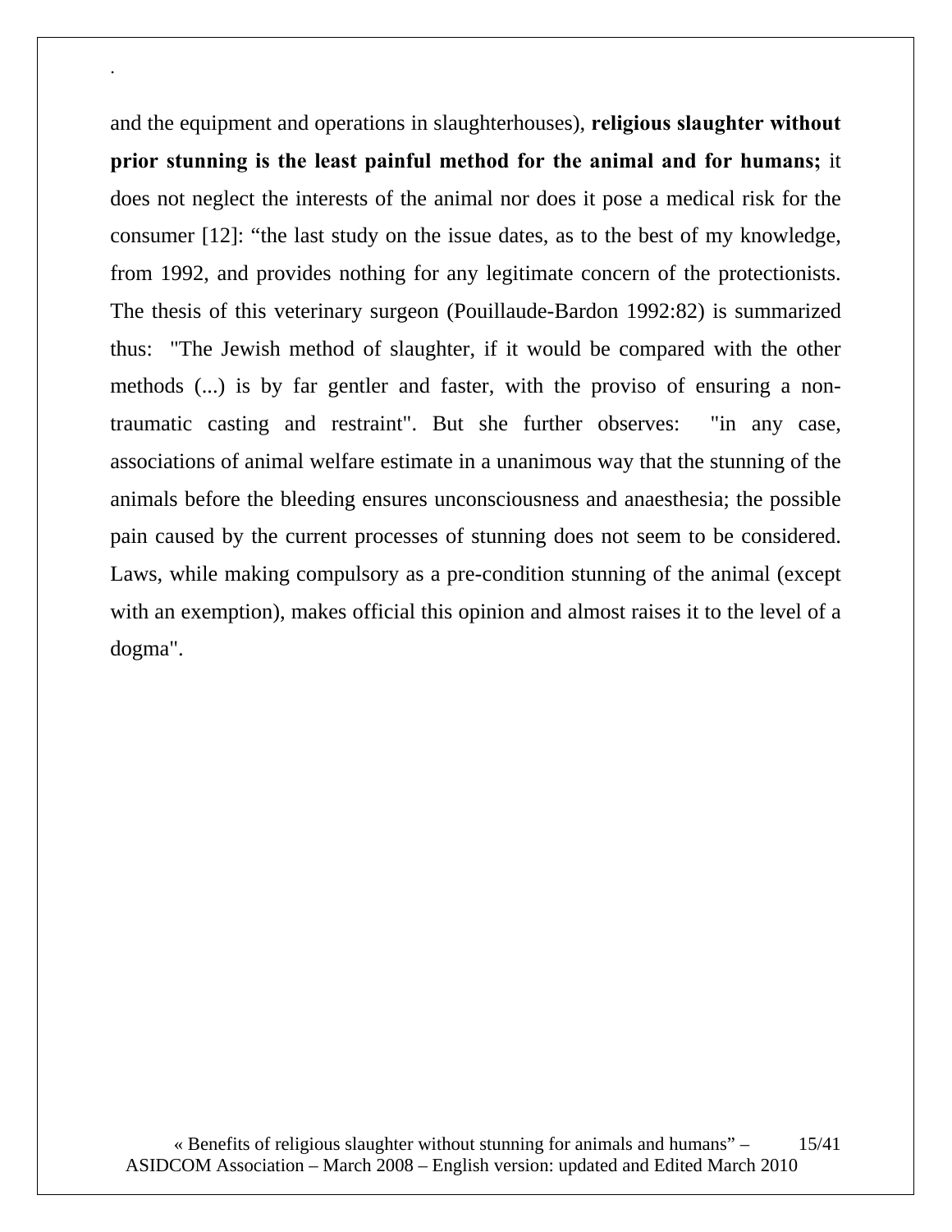and the equipment and operations in slaughterhouses), **religious slaughter without prior stunning is the least painful method for the animal and for humans;** it does not neglect the interests of the animal nor does it pose a medical risk for the consumer [12]: “the last study on the issue dates, as to the best of my knowledge, from 1992, and provides nothing for any legitimate concern of the protectionists. The thesis of this veterinary surgeon (Pouillaude-Bardon 1992:82) is summarized thus: "The Jewish method of slaughter, if it would be compared with the other methods (...) is by far gentler and faster, with the proviso of ensuring a non-traumatic casting and restraint". But she further observes: "in any case, associations of animal welfare estimate in a unanimous way that the stunning of the animals before the bleeding ensures unconsciousness and anaesthesia; the possible pain caused by the current processes of stunning does not seem to be considered. Laws, while making compulsory as a pre-condition stunning of the animal (except with an exemption), makes official this opinion and almost raises it to the level of a dogma".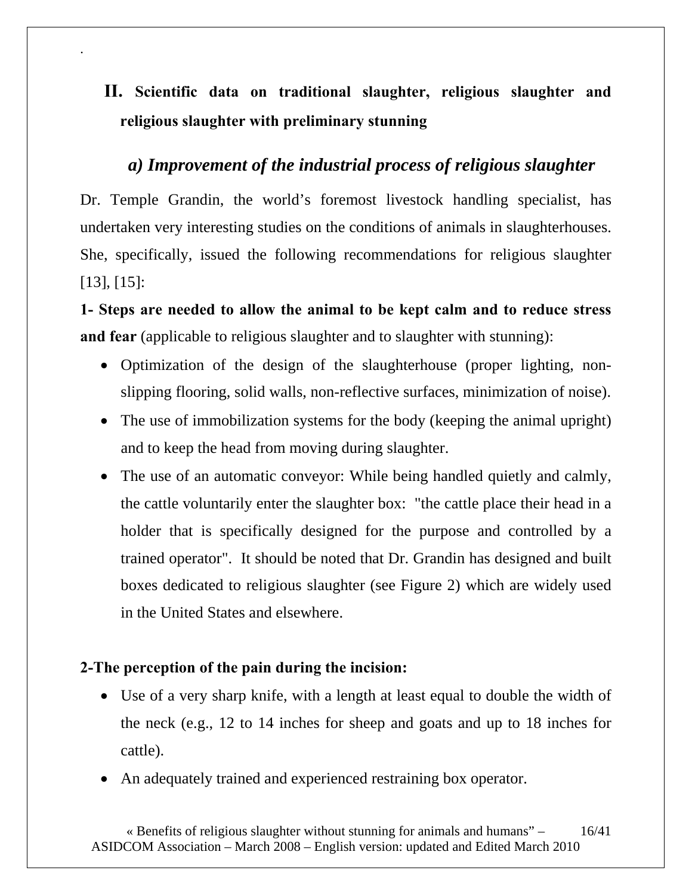## II. Scientific data on traditional slaughter, religious slaughter and religious slaughter with preliminary stunning

### *a) Improvement of the industrial process of religious slaughter*

Dr. Temple Grandin, the world's foremost livestock handling specialist, has undertaken very interesting studies on the conditions of animals in slaughterhouses. She, specifically, issued the following recommendations for religious slaughter [13], [15]:

**1- Steps are needed to allow the animal to be kept calm and to reduce stress and fear** (applicable to religious slaughter and to slaughter with stunning):

- Optimization of the design of the slaughterhouse (proper lighting, non-slipping flooring, solid walls, non-reflective surfaces, minimization of noise).
- The use of immobilization systems for the body (keeping the animal upright) and to keep the head from moving during slaughter.
- The use of an automatic conveyor: While being handled quietly and calmly, the cattle voluntarily enter the slaughter box: "the cattle place their head in a holder that is specifically designed for the purpose and controlled by a trained operator". It should be noted that Dr. Grandin has designed and built boxes dedicated to religious slaughter (see Figure 2) which are widely used in the United States and elsewhere.

**2-The perception of the pain during the incision:**

- Use of a very sharp knife, with a length at least equal to double the width of the neck (e.g., 12 to 14 inches for sheep and goats and up to 18 inches for cattle).
- An adequately trained and experienced restraining box operator.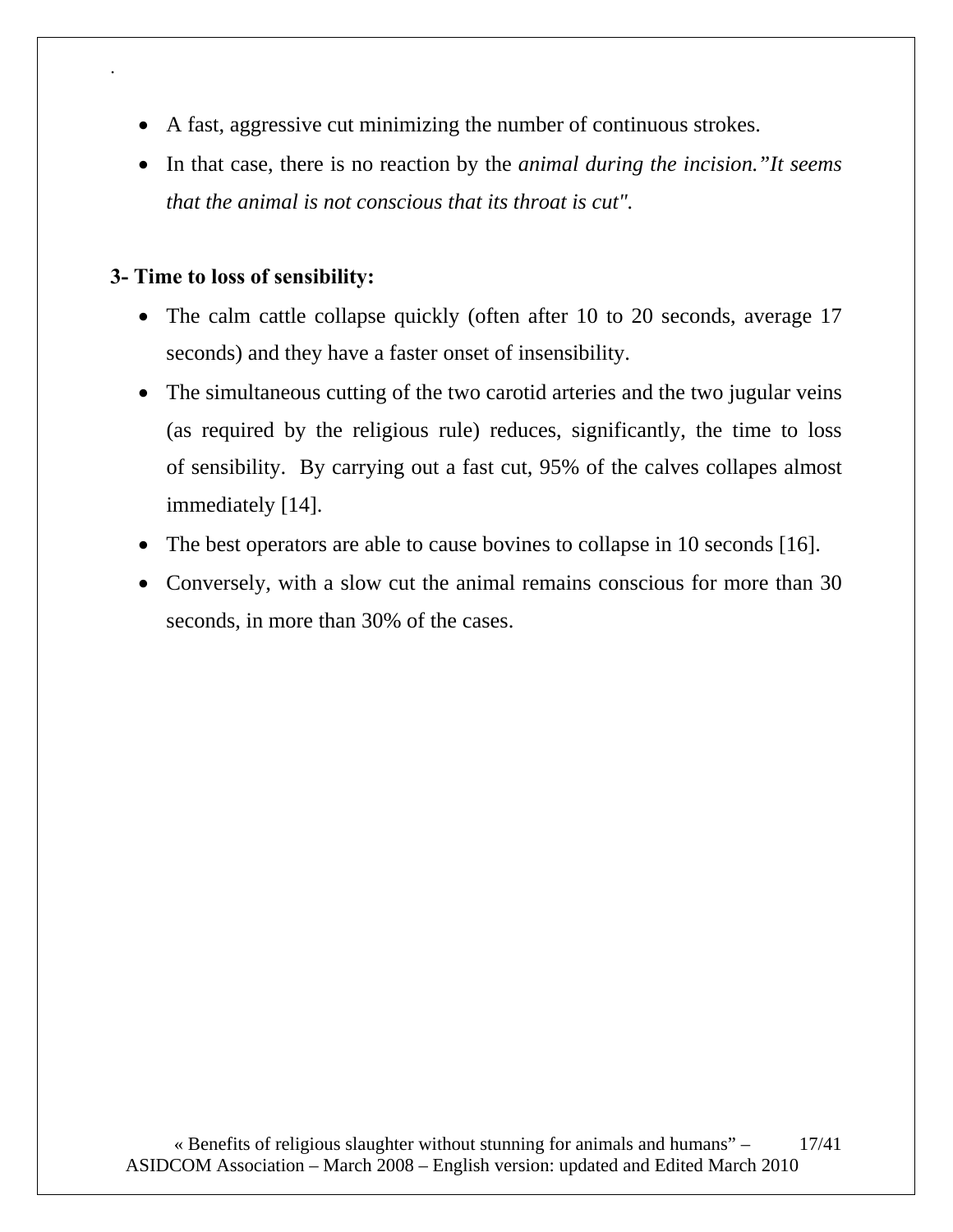- A fast, aggressive cut minimizing the number of continuous strokes.
- In that case, there is no reaction by the *animal during the incision."It seems that the animal is not conscious that its throat is cut".*

**3- Time to loss of sensibility:**

- The calm cattle collapse quickly (often after 10 to 20 seconds, average 17 seconds) and they have a faster onset of insensibility.
- The simultaneous cutting of the two carotid arteries and the two jugular veins (as required by the religious rule) reduces, significantly, the time to loss of sensibility. By carrying out a fast cut, 95% of the calves collapes almost immediately [14].
- The best operators are able to cause bovines to collapse in 10 seconds [16].
- Conversely, with a slow cut the animal remains conscious for more than 30 seconds, in more than 30% of the cases.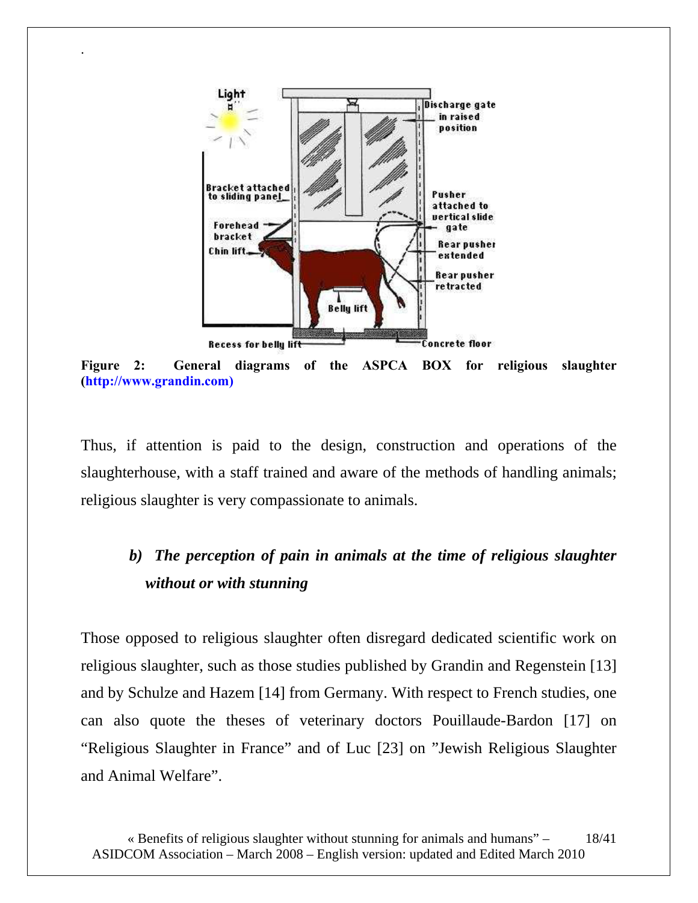**Figure 2: General diagrams of the ASPCA BOX for religious slaughter (http://www.grandin.com)**

Thus, if attention is paid to the design, construction and operations of the slaughterhouse, with a staff trained and aware of the methods of handling animals; religious slaughter is very compassionate to animals.

### *b) The perception of pain in animals at the time of religious slaughter without or with stunning*

Those opposed to religious slaughter often disregard dedicated scientific work on religious slaughter, such as those studies published by Grandin and Regenstein [13] and by Schulze and Hazem [14] from Germany. With respect to French studies, one can also quote the theses of veterinary doctors Pouillaude-Bardon [17] on "Religious Slaughter in France" and of Luc [23] on "Jewish Religious Slaughter and Animal Welfare".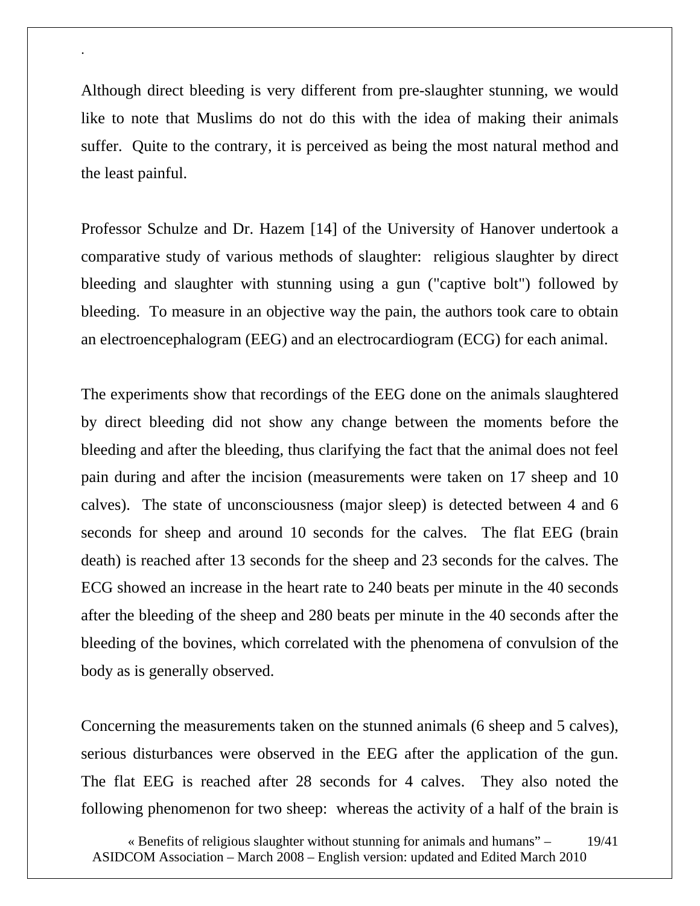.

Although direct bleeding is very different from pre-slaughter stunning, we would like to note that Muslims do not do this with the idea of making their animals suffer. Quite to the contrary, it is perceived as being the most natural method and the least painful.

Professor Schulze and Dr. Hazem [14] of the University of Hanover undertook a comparative study of various methods of slaughter: religious slaughter by direct bleeding and slaughter with stunning using a gun ("captive bolt") followed by bleeding. To measure in an objective way the pain, the authors took care to obtain an electroencephalogram (EEG) and an electrocardiogram (ECG) for each animal.

The experiments show that recordings of the EEG done on the animals slaughtered by direct bleeding did not show any change between the moments before the bleeding and after the bleeding, thus clarifying the fact that the animal does not feel pain during and after the incision (measurements were taken on 17 sheep and 10 calves). The state of unconsciousness (major sleep) is detected between 4 and 6 seconds for sheep and around 10 seconds for the calves. The flat EEG (brain death) is reached after 13 seconds for the sheep and 23 seconds for the calves. The ECG showed an increase in the heart rate to 240 beats per minute in the 40 seconds after the bleeding of the sheep and 280 beats per minute in the 40 seconds after the bleeding of the bovines, which correlated with the phenomena of convulsion of the body as is generally observed.

Concerning the measurements taken on the stunned animals (6 sheep and 5 calves), serious disturbances were observed in the EEG after the application of the gun. The flat EEG is reached after 28 seconds for 4 calves. They also noted the following phenomenon for two sheep: whereas the activity of a half of the brain is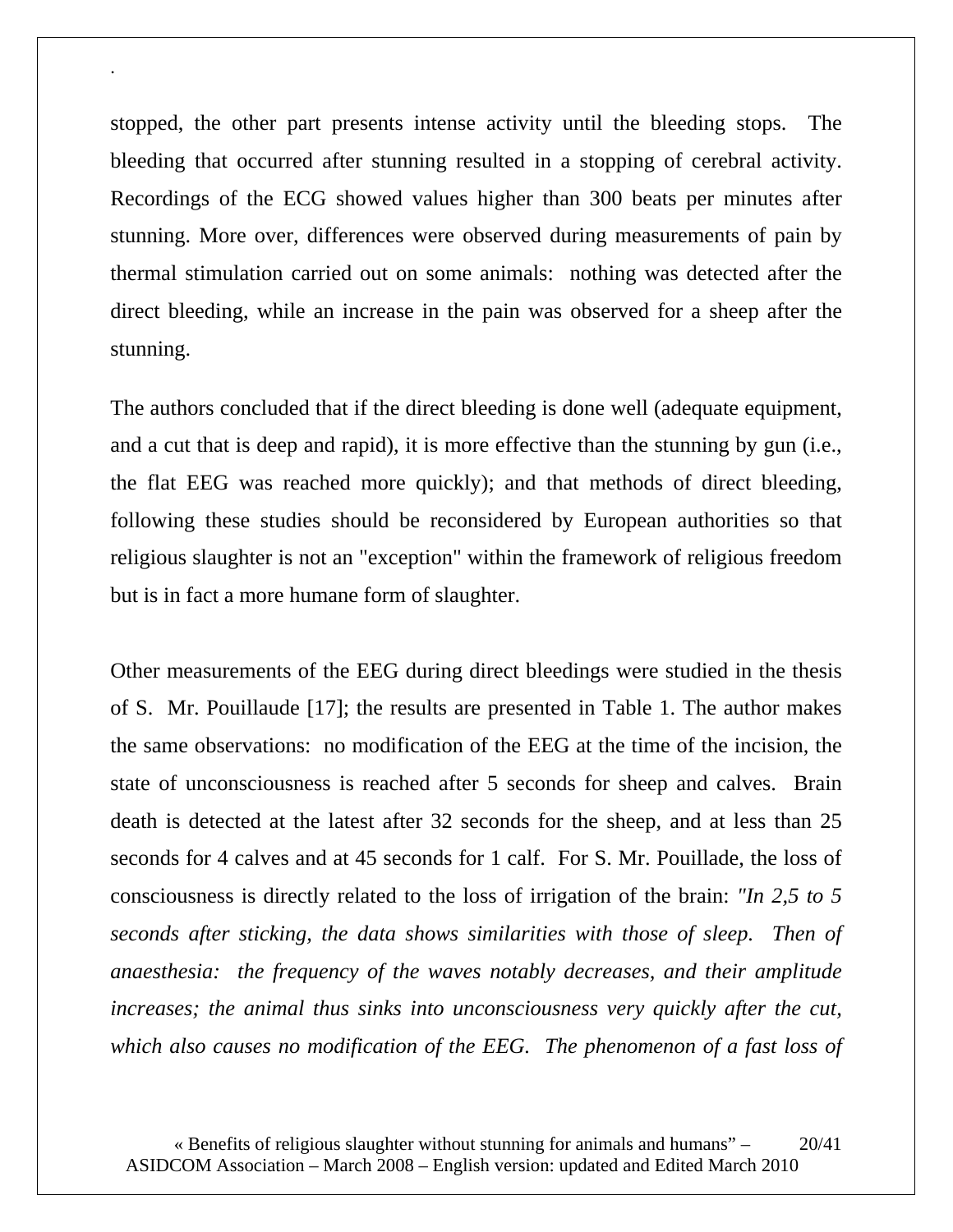stopped, the other part presents intense activity until the bleeding stops. The bleeding that occurred after stunning resulted in a stopping of cerebral activity. Recordings of the ECG showed values higher than 300 beats per minutes after stunning. More over, differences were observed during measurements of pain by thermal stimulation carried out on some animals: nothing was detected after the direct bleeding, while an increase in the pain was observed for a sheep after the stunning.

The authors concluded that if the direct bleeding is done well (adequate equipment, and a cut that is deep and rapid), it is more effective than the stunning by gun (i.e., the flat EEG was reached more quickly); and that methods of direct bleeding, following these studies should be reconsidered by European authorities so that religious slaughter is not an "exception" within the framework of religious freedom but is in fact a more humane form of slaughter.

Other measurements of the EEG during direct bleedings were studied in the thesis of S. Mr. Pouillaude [17]; the results are presented in Table 1. The author makes the same observations: no modification of the EEG at the time of the incision, the state of unconsciousness is reached after 5 seconds for sheep and calves. Brain death is detected at the latest after 32 seconds for the sheep, and at less than 25 seconds for 4 calves and at 45 seconds for 1 calf. For S. Mr. Pouillade, the loss of consciousness is directly related to the loss of irrigation of the brain: *"In 2,5 to 5 seconds after sticking, the data shows similarities with those of sleep. Then of anaesthesia: the frequency of the waves notably decreases, and their amplitude increases; the animal thus sinks into unconsciousness very quickly after the cut, which also causes no modification of the EEG. The phenomenon of a fast loss of*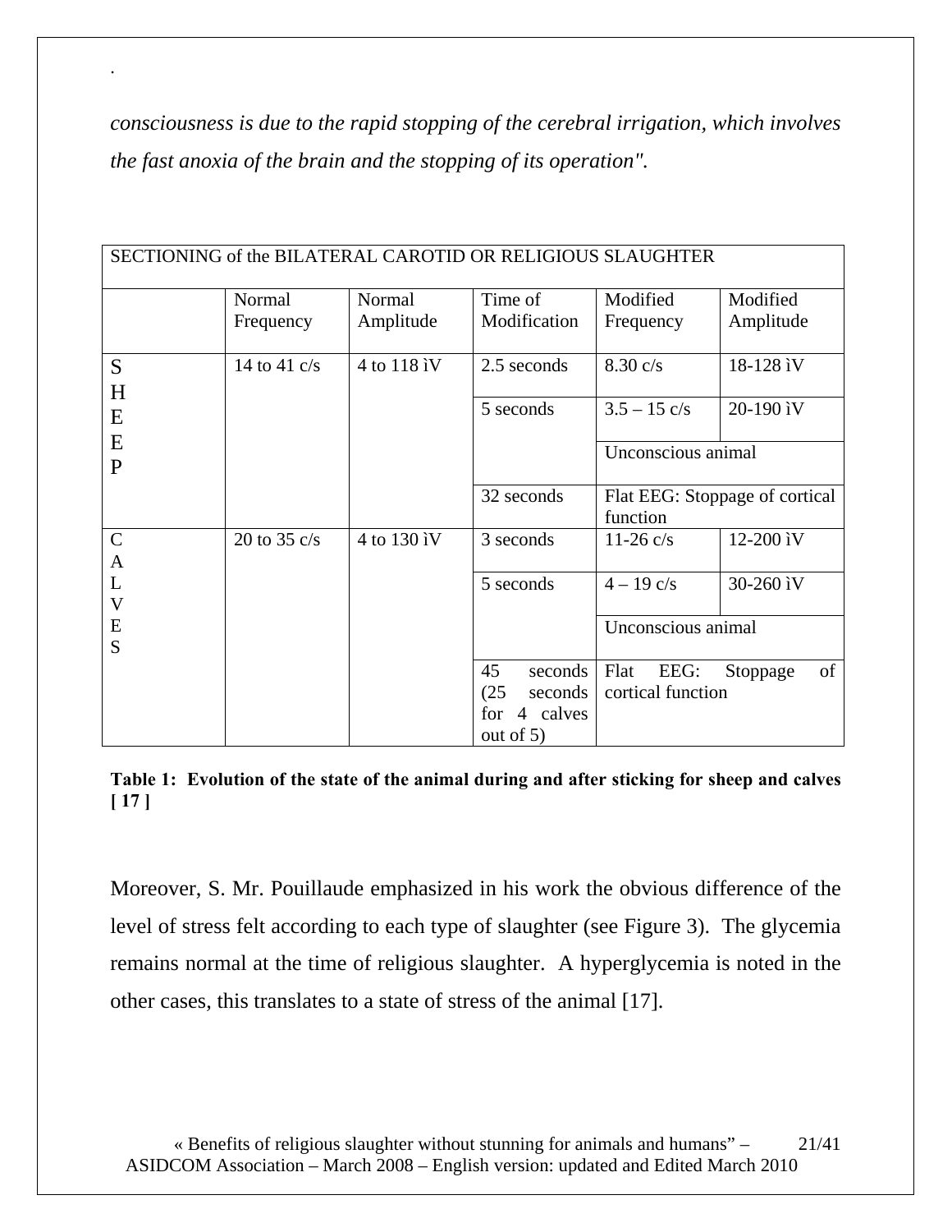.

*consciousness is due to the rapid stopping of the cerebral irrigation, which involves the fast anoxia of the brain and the stopping of its operation".*

| SECTIONING of the BILATERAL CAROTID OR RELIGIOUS SLAUGHTER | | | | | |
|---|---|---|---|---|---|
| | Normal Frequency | Normal Amplitude | Time of Modification | Modified Frequency | Modified Amplitude |
| SHEEP | 14 to 41 c/s | 4 to 118 ìV | 2.5 seconds | 8.30 c/s | 18-128 ìV |
| | | | 5 seconds | 3.5 – 15 c/s | 20-190 ìV |
| | | | | Unconscious animal | |
| | | | 32 seconds | Flat EEG: Stoppage of cortical function | |
| CALVES | 20 to 35 c/s | 4 to 130 ìV | 3 seconds | 11-26 c/s | 12-200 ìV |
| | | | 5 seconds | 4 – 19 c/s | 30-260 ìV |
| | | | | Unconscious animal | |
| | | | 45 seconds (25 seconds for 4 calves out of 5) | Flat EEG: Stoppage of cortical function | |

**Table 1: Evolution of the state of the animal during and after sticking for sheep and calves [ 17 ]**

Moreover, S. Mr. Pouillaude emphasized in his work the obvious difference of the level of stress felt according to each type of slaughter (see Figure 3). The glycemia remains normal at the time of religious slaughter. A hyperglycemia is noted in the other cases, this translates to a state of stress of the animal [17].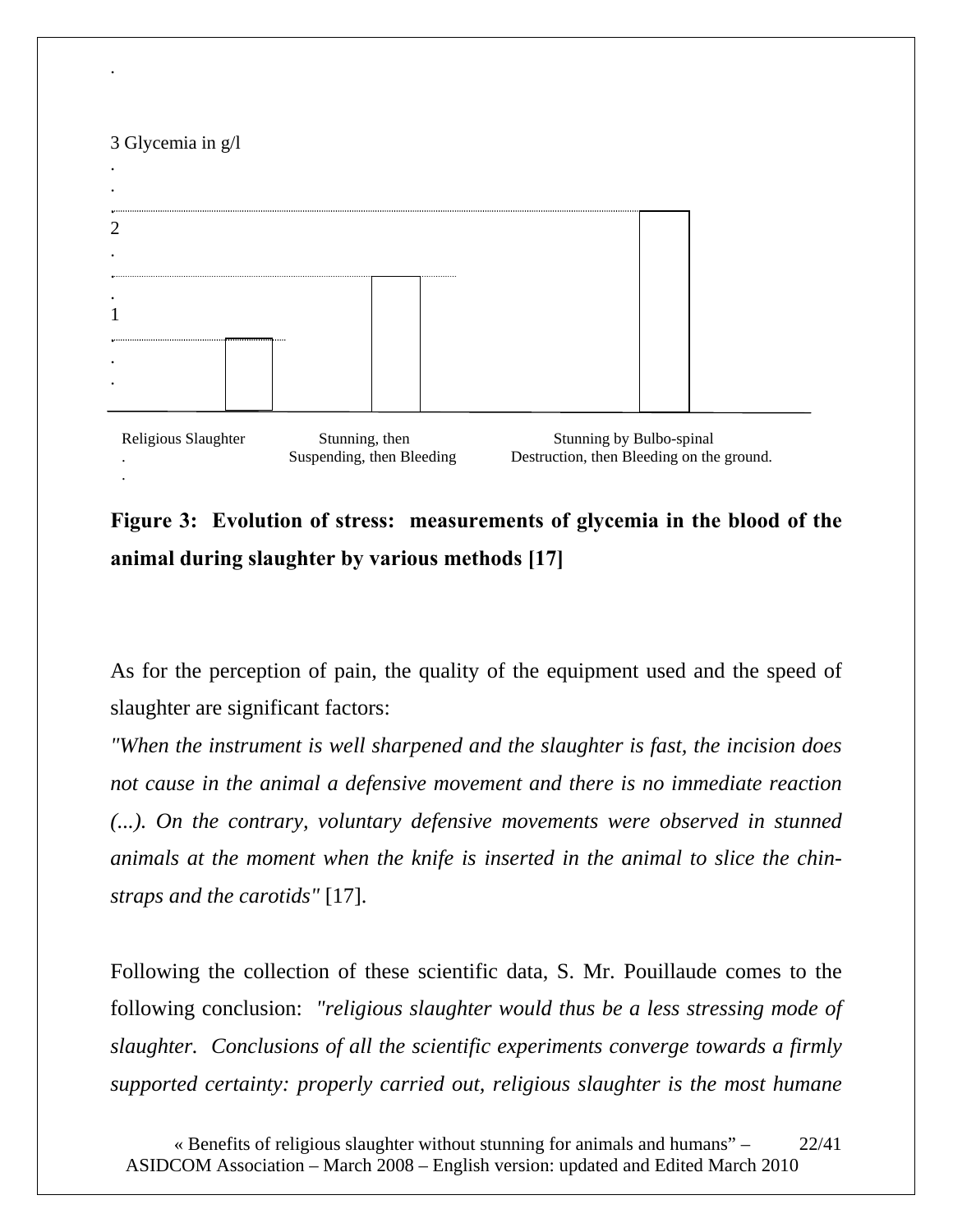3 Glycemia in g/l

2

1

Religious Slaughter | Stunning, then Suspending, then Bleeding | Stunning by Bulbo-spinal Destruction, then Bleeding on the ground.

**Figure 3: Evolution of stress: measurements of glycemia in the blood of the animal during slaughter by various methods [17]**

As for the perception of pain, the quality of the equipment used and the speed of slaughter are significant factors:

*"When the instrument is well sharpened and the slaughter is fast, the incision does not cause in the animal a defensive movement and there is no immediate reaction (...). On the contrary, voluntary defensive movements were observed in stunned animals at the moment when the knife is inserted in the animal to slice the chin-straps and the carotids"* [17].

Following the collection of these scientific data, S. Mr. Pouillaude comes to the following conclusion: *"religious slaughter would thus be a less stressing mode of slaughter. Conclusions of all the scientific experiments converge towards a firmly supported certainty: properly carried out, religious slaughter is the most humane*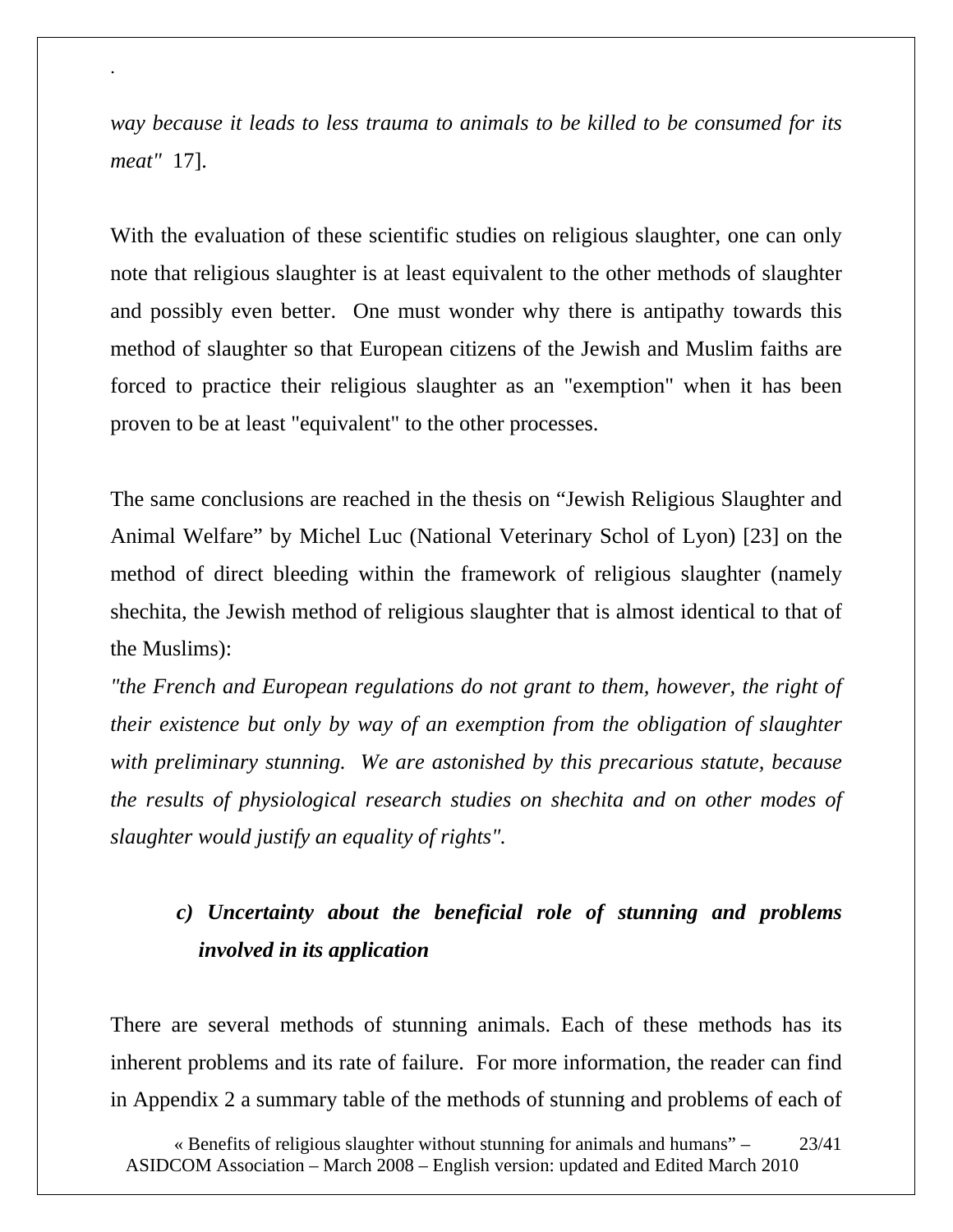*way because it leads to less trauma to animals to be killed to be consumed for its meat"* 17].

With the evaluation of these scientific studies on religious slaughter, one can only note that religious slaughter is at least equivalent to the other methods of slaughter and possibly even better. One must wonder why there is antipathy towards this method of slaughter so that European citizens of the Jewish and Muslim faiths are forced to practice their religious slaughter as an "exemption" when it has been proven to be at least "equivalent" to the other processes.

The same conclusions are reached in the thesis on "Jewish Religious Slaughter and Animal Welfare" by Michel Luc (National Veterinary Schol of Lyon) [23] on the method of direct bleeding within the framework of religious slaughter (namely shechita, the Jewish method of religious slaughter that is almost identical to that of the Muslims):

*"the French and European regulations do not grant to them, however, the right of their existence but only by way of an exemption from the obligation of slaughter with preliminary stunning. We are astonished by this precarious statute, because the results of physiological research studies on shechita and on other modes of slaughter would justify an equality of rights".*

### *c) Uncertainty about the beneficial role of stunning and problems involved in its application*

There are several methods of stunning animals. Each of these methods has its inherent problems and its rate of failure. For more information, the reader can find in Appendix 2 a summary table of the methods of stunning and problems of each of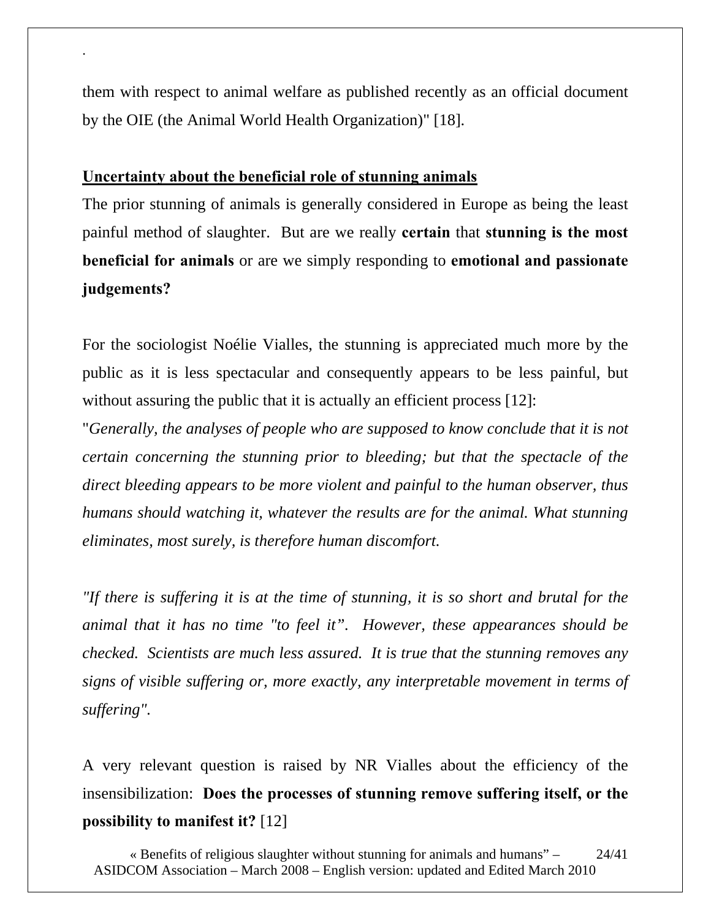them with respect to animal welfare as published recently as an official document by the OIE (the Animal World Health Organization)" [18].

**Uncertainty about the beneficial role of stunning animals**

The prior stunning of animals is generally considered in Europe as being the least painful method of slaughter. But are we really **certain** that **stunning is the most beneficial for animals** or are we simply responding to **emotional and passionate judgements?**

For the sociologist Noélie Vialles, the stunning is appreciated much more by the public as it is less spectacular and consequently appears to be less painful, but without assuring the public that it is actually an efficient process [12]:

"*Generally, the analyses of people who are supposed to know conclude that it is not certain concerning the stunning prior to bleeding; but that the spectacle of the direct bleeding appears to be more violent and painful to the human observer, thus humans should watching it, whatever the results are for the animal. What stunning eliminates, most surely, is therefore human discomfort.*

*"If there is suffering it is at the time of stunning, it is so short and brutal for the animal that it has no time "to feel it". However, these appearances should be checked. Scientists are much less assured. It is true that the stunning removes any signs of visible suffering or, more exactly, any interpretable movement in terms of suffering".*

A very relevant question is raised by NR Vialles about the efficiency of the insensibilization: **Does the processes of stunning remove suffering itself, or the possibility to manifest it?** [12]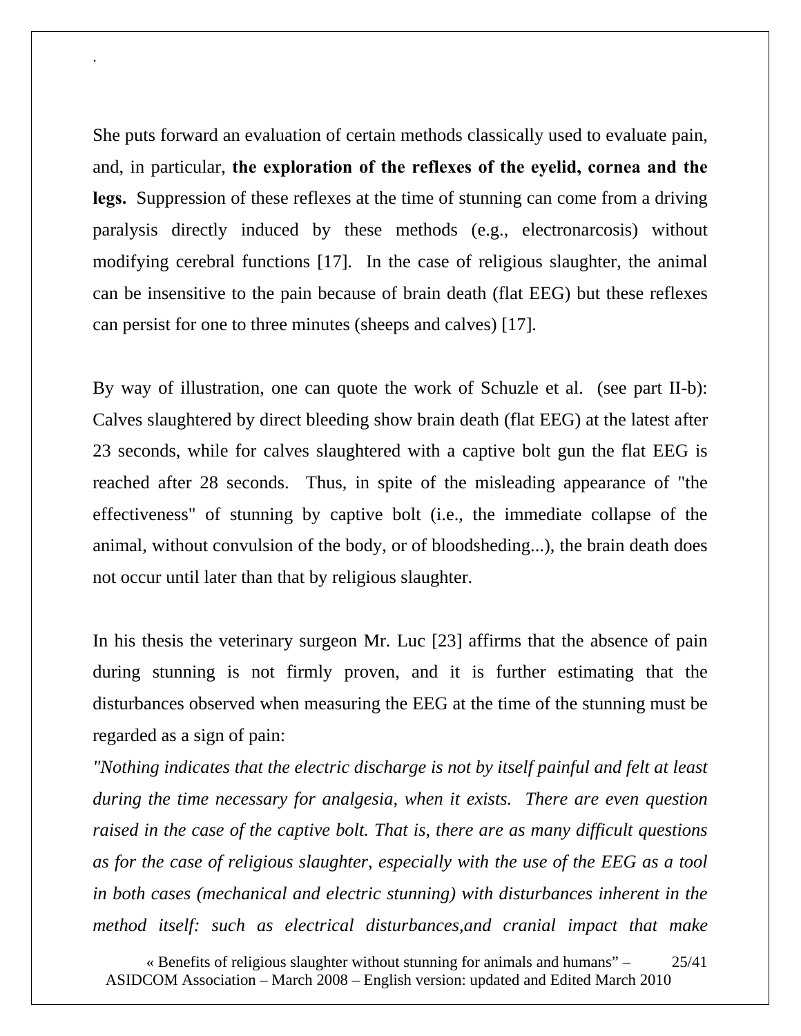.

She puts forward an evaluation of certain methods classically used to evaluate pain, and, in particular, **the exploration of the reflexes of the eyelid, cornea and the legs.** Suppression of these reflexes at the time of stunning can come from a driving paralysis directly induced by these methods (e.g., electronarcosis) without modifying cerebral functions [17]. In the case of religious slaughter, the animal can be insensitive to the pain because of brain death (flat EEG) but these reflexes can persist for one to three minutes (sheeps and calves) [17].

By way of illustration, one can quote the work of Schuzle et al. (see part II-b): Calves slaughtered by direct bleeding show brain death (flat EEG) at the latest after 23 seconds, while for calves slaughtered with a captive bolt gun the flat EEG is reached after 28 seconds. Thus, in spite of the misleading appearance of "the effectiveness" of stunning by captive bolt (i.e., the immediate collapse of the animal, without convulsion of the body, or of bloodsheding...), the brain death does not occur until later than that by religious slaughter.

In his thesis the veterinary surgeon Mr. Luc [23] affirms that the absence of pain during stunning is not firmly proven, and it is further estimating that the disturbances observed when measuring the EEG at the time of the stunning must be regarded as a sign of pain:

*"Nothing indicates that the electric discharge is not by itself painful and felt at least during the time necessary for analgesia, when it exists. There are even question raised in the case of the captive bolt. That is, there are as many difficult questions as for the case of religious slaughter, especially with the use of the EEG as a tool in both cases (mechanical and electric stunning) with disturbances inherent in the method itself: such as electrical disturbances,and cranial impact that make*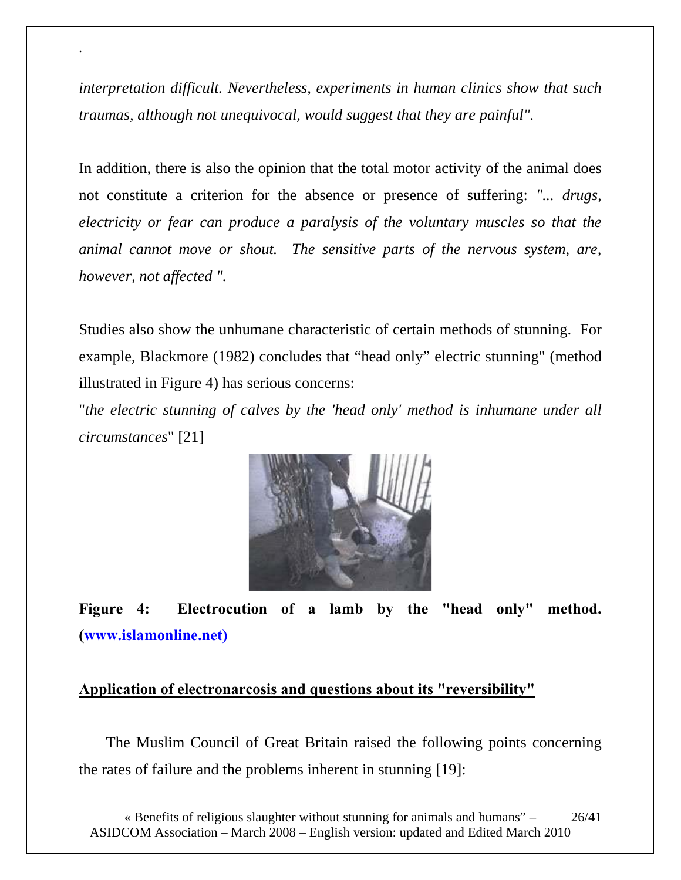*interpretation difficult. Nevertheless, experiments in human clinics show that such traumas, although not unequivocal, would suggest that they are painful".*

In addition, there is also the opinion that the total motor activity of the animal does not constitute a criterion for the absence or presence of suffering: *"... drugs, electricity or fear can produce a paralysis of the voluntary muscles so that the animal cannot move or shout. The sensitive parts of the nervous system, are, however, not affected ".*

Studies also show the unhumane characteristic of certain methods of stunning. For example, Blackmore (1982) concludes that "head only" electric stunning" (method illustrated in Figure 4) has serious concerns:

"*the electric stunning of calves by the 'head only' method is inhumane under all circumstances*" [21]

**Figure 4: Electrocution of a lamb by the "head only" method. (www.islamonline.net)**

## Application of electronarcosis and questions about its "reversibility"

The Muslim Council of Great Britain raised the following points concerning the rates of failure and the problems inherent in stunning [19]: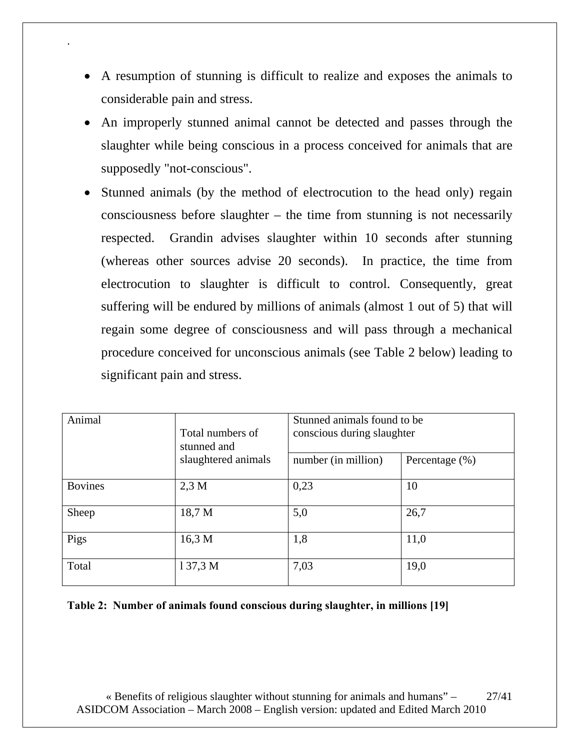.

- A resumption of stunning is difficult to realize and exposes the animals to considerable pain and stress.
- An improperly stunned animal cannot be detected and passes through the slaughter while being conscious in a process conceived for animals that are supposedly "not-conscious".
- Stunned animals (by the method of electrocution to the head only) regain consciousness before slaughter – the time from stunning is not necessarily respected. Grandin advises slaughter within 10 seconds after stunning (whereas other sources advise 20 seconds). In practice, the time from electrocution to slaughter is difficult to control. Consequently, great suffering will be endured by millions of animals (almost 1 out of 5) that will regain some degree of consciousness and will pass through a mechanical procedure conceived for unconscious animals (see Table 2 below) leading to significant pain and stress.

| Animal | Total numbers of stunned and slaughtered animals | Stunned animals found to be conscious during slaughter | |
|---|---|---|---|
| | | number (in million) | Percentage (%) |
| Bovines | 2,3 M | 0,23 | 10 |
| Sheep | 18,7 M | 5,0 | 26,7 |
| Pigs | 16,3 M | 1,8 | 11,0 |
| Total | l 37,3 M | 7,03 | 19,0 |

**Table 2: Number of animals found conscious during slaughter, in millions [19]**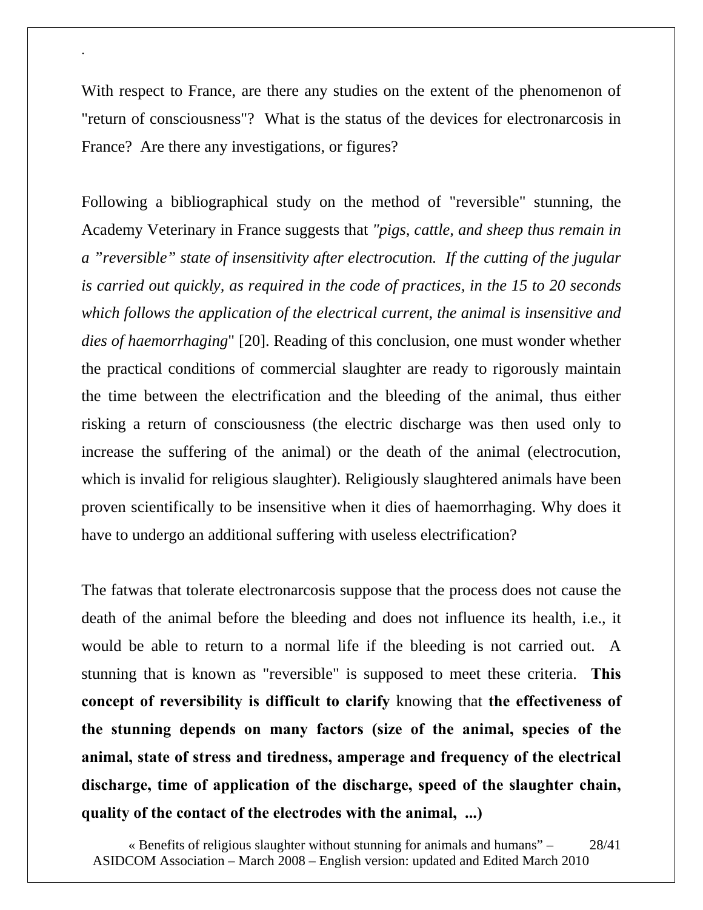With respect to France, are there any studies on the extent of the phenomenon of "return of consciousness"? What is the status of the devices for electronarcosis in France? Are there any investigations, or figures?

Following a bibliographical study on the method of "reversible" stunning, the Academy Veterinary in France suggests that *"pigs, cattle, and sheep thus remain in a "reversible" state of insensitivity after electrocution. If the cutting of the jugular is carried out quickly, as required in the code of practices, in the 15 to 20 seconds which follows the application of the electrical current, the animal is insensitive and dies of haemorrhaging*" [20]. Reading of this conclusion, one must wonder whether the practical conditions of commercial slaughter are ready to rigorously maintain the time between the electrification and the bleeding of the animal, thus either risking a return of consciousness (the electric discharge was then used only to increase the suffering of the animal) or the death of the animal (electrocution, which is invalid for religious slaughter). Religiously slaughtered animals have been proven scientifically to be insensitive when it dies of haemorrhaging. Why does it have to undergo an additional suffering with useless electrification?

The fatwas that tolerate electronarcosis suppose that the process does not cause the death of the animal before the bleeding and does not influence its health, i.e., it would be able to return to a normal life if the bleeding is not carried out. A stunning that is known as "reversible" is supposed to meet these criteria. **This concept of reversibility is difficult to clarify** knowing that **the effectiveness of the stunning depends on many factors (size of the animal, species of the animal, state of stress and tiredness, amperage and frequency of the electrical discharge, time of application of the discharge, speed of the slaughter chain, quality of the contact of the electrodes with the animal, ...)**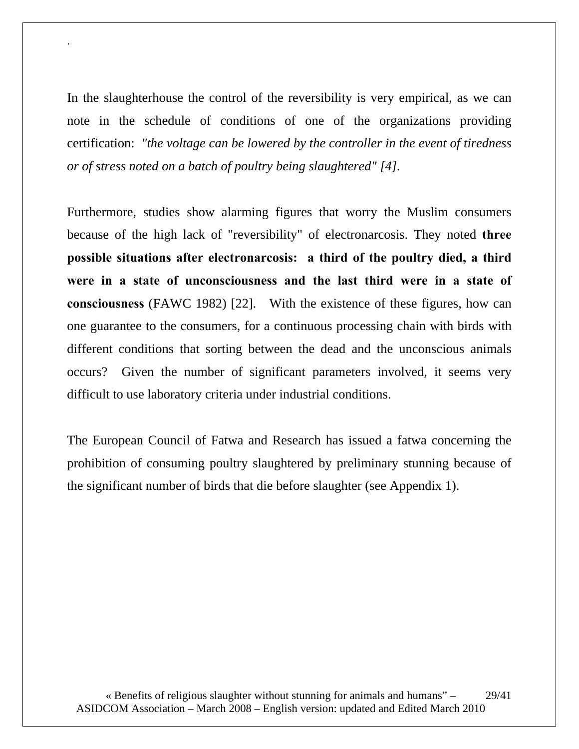In the slaughterhouse the control of the reversibility is very empirical, as we can note in the schedule of conditions of one of the organizations providing certification: *"the voltage can be lowered by the controller in the event of tiredness or of stress noted on a batch of poultry being slaughtered" [4].*

Furthermore, studies show alarming figures that worry the Muslim consumers because of the high lack of "reversibility" of electronarcosis. They noted **three possible situations after electronarcosis: a third of the poultry died, a third were in a state of unconsciousness and the last third were in a state of consciousness** (FAWC 1982) [22]. With the existence of these figures, how can one guarantee to the consumers, for a continuous processing chain with birds with different conditions that sorting between the dead and the unconscious animals occurs? Given the number of significant parameters involved, it seems very difficult to use laboratory criteria under industrial conditions.

The European Council of Fatwa and Research has issued a fatwa concerning the prohibition of consuming poultry slaughtered by preliminary stunning because of the significant number of birds that die before slaughter (see Appendix 1).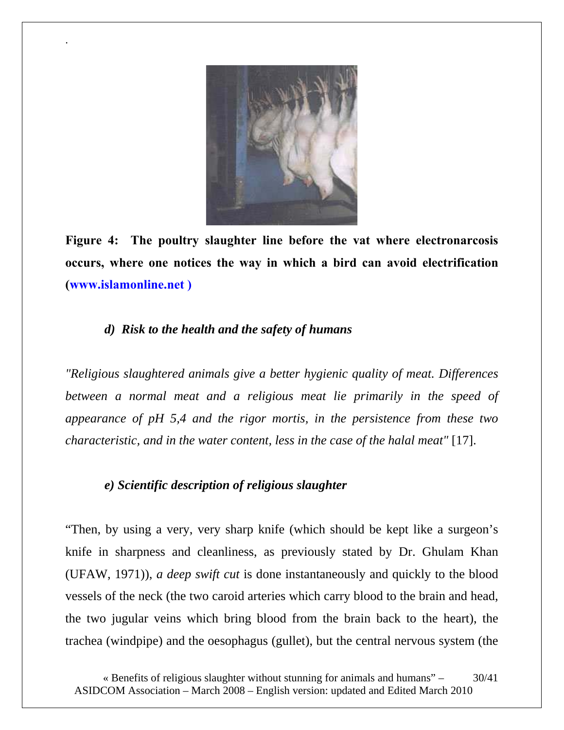**Figure 4: The poultry slaughter line before the vat where electronarcosis occurs, where one notices the way in which a bird can avoid electrification (www.islamonline.net )**

### *d) Risk to the health and the safety of humans*

*"Religious slaughtered animals give a better hygienic quality of meat. Differences between a normal meat and a religious meat lie primarily in the speed of appearance of pH 5,4 and the rigor mortis, in the persistence from these two characteristic, and in the water content, less in the case of the halal meat"* [17].

### *e) Scientific description of religious slaughter*

"Then, by using a very, very sharp knife (which should be kept like a surgeon's knife in sharpness and cleanliness, as previously stated by Dr. Ghulam Khan (UFAW, 1971)), *a deep swift cut* is done instantaneously and quickly to the blood vessels of the neck (the two caroid arteries which carry blood to the brain and head, the two jugular veins which bring blood from the brain back to the heart), the trachea (windpipe) and the oesophagus (gullet), but the central nervous system (the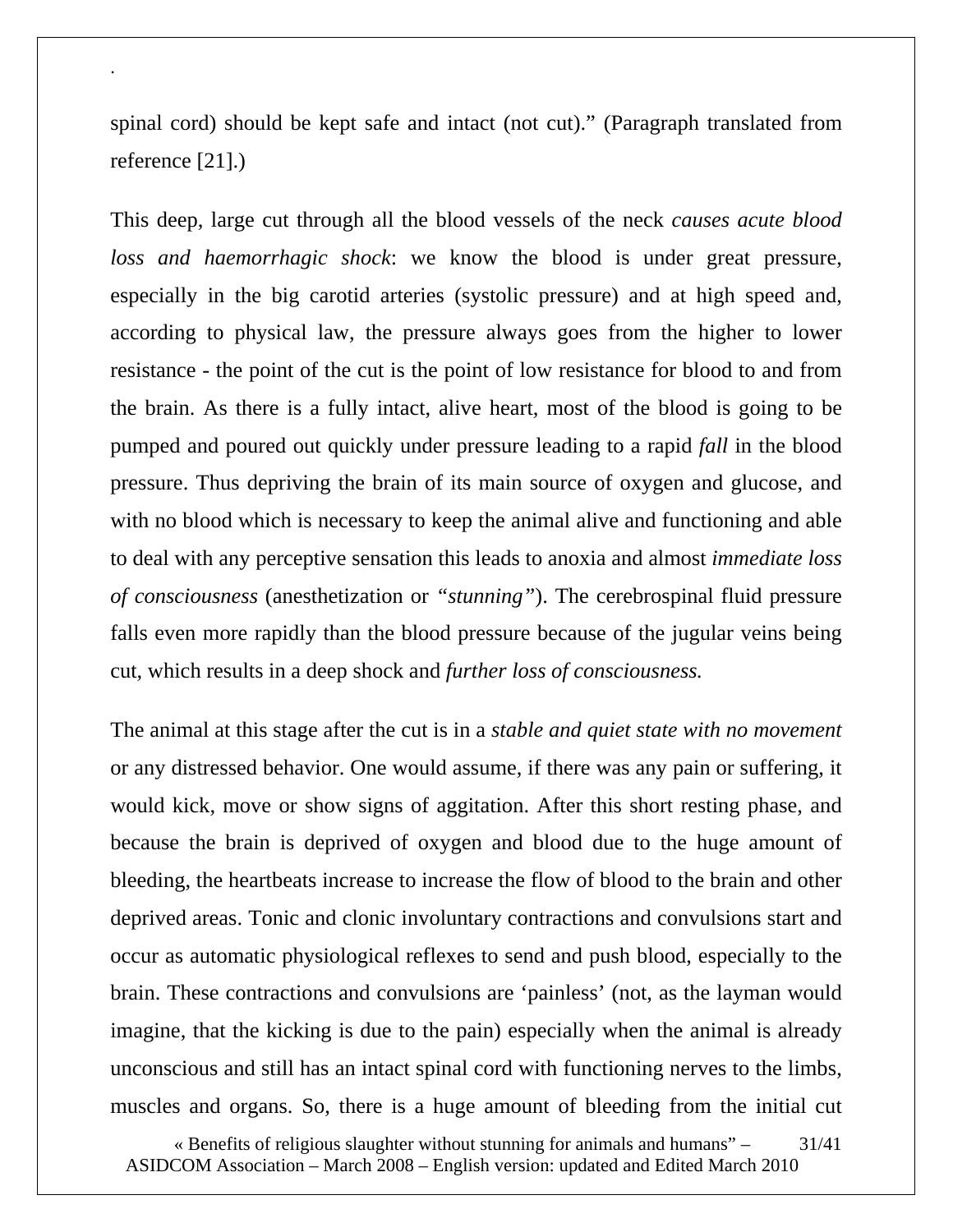spinal cord) should be kept safe and intact (not cut)." (Paragraph translated from reference [21].)

This deep, large cut through all the blood vessels of the neck *causes acute blood loss and haemorrhagic shock*: we know the blood is under great pressure, especially in the big carotid arteries (systolic pressure) and at high speed and, according to physical law, the pressure always goes from the higher to lower resistance - the point of the cut is the point of low resistance for blood to and from the brain. As there is a fully intact, alive heart, most of the blood is going to be pumped and poured out quickly under pressure leading to a rapid *fall* in the blood pressure. Thus depriving the brain of its main source of oxygen and glucose, and with no blood which is necessary to keep the animal alive and functioning and able to deal with any perceptive sensation this leads to anoxia and almost *immediate loss of consciousness* (anesthetization or *"stunning"*). The cerebrospinal fluid pressure falls even more rapidly than the blood pressure because of the jugular veins being cut, which results in a deep shock and *further loss of consciousness.*

The animal at this stage after the cut is in a *stable and quiet state with no movement* or any distressed behavior. One would assume, if there was any pain or suffering, it would kick, move or show signs of aggitation. After this short resting phase, and because the brain is deprived of oxygen and blood due to the huge amount of bleeding, the heartbeats increase to increase the flow of blood to the brain and other deprived areas. Tonic and clonic involuntary contractions and convulsions start and occur as automatic physiological reflexes to send and push blood, especially to the brain. These contractions and convulsions are 'painless' (not, as the layman would imagine, that the kicking is due to the pain) especially when the animal is already unconscious and still has an intact spinal cord with functioning nerves to the limbs, muscles and organs. So, there is a huge amount of bleeding from the initial cut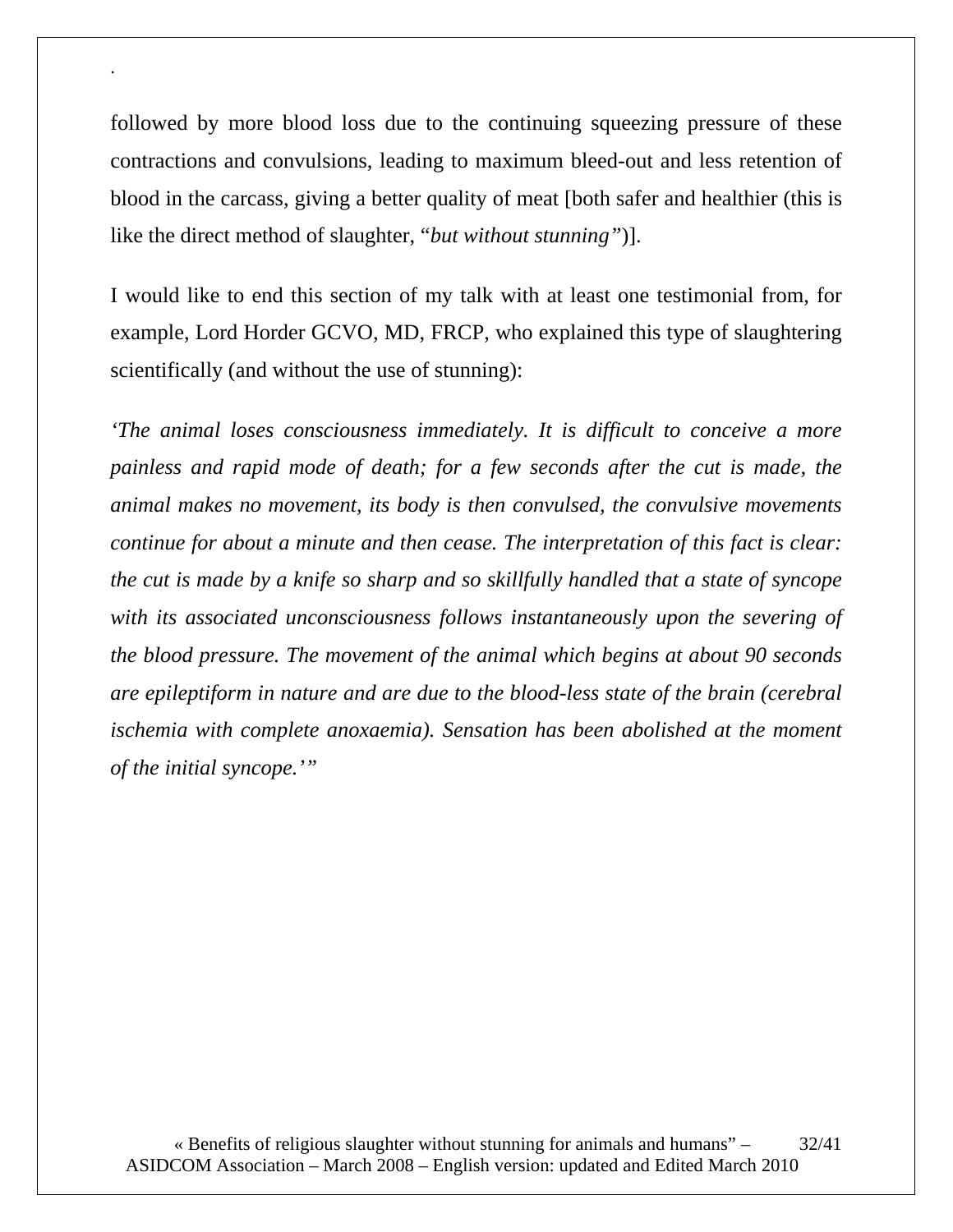followed by more blood loss due to the continuing squeezing pressure of these contractions and convulsions, leading to maximum bleed-out and less retention of blood in the carcass, giving a better quality of meat [both safer and healthier (this is like the direct method of slaughter, "*but without stunning"*)].

I would like to end this section of my talk with at least one testimonial from, for example, Lord Horder GCVO, MD, FRCP, who explained this type of slaughtering scientifically (and without the use of stunning):

*'The animal loses consciousness immediately. It is difficult to conceive a more painless and rapid mode of death; for a few seconds after the cut is made, the animal makes no movement, its body is then convulsed, the convulsive movements continue for about a minute and then cease. The interpretation of this fact is clear: the cut is made by a knife so sharp and so skillfully handled that a state of syncope with its associated unconsciousness follows instantaneously upon the severing of the blood pressure. The movement of the animal which begins at about 90 seconds are epileptiform in nature and are due to the blood-less state of the brain (cerebral ischemia with complete anoxaemia). Sensation has been abolished at the moment of the initial syncope.'"*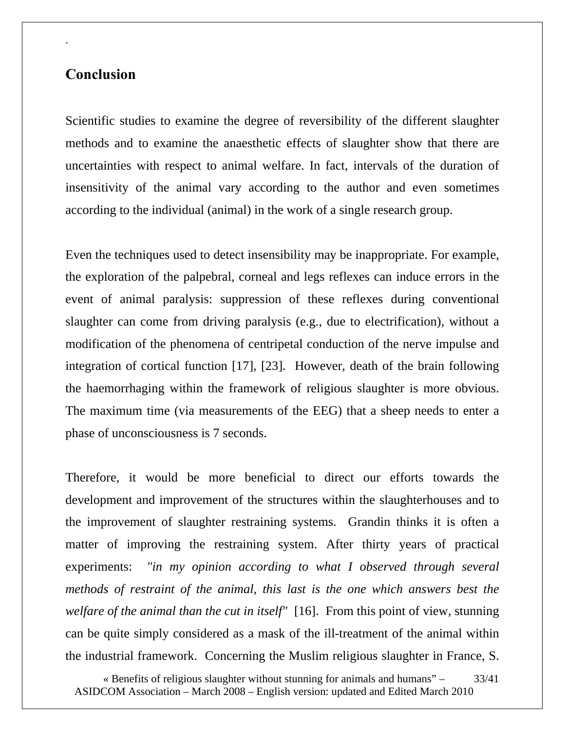## Conclusion

Scientific studies to examine the degree of reversibility of the different slaughter methods and to examine the anaesthetic effects of slaughter show that there are uncertainties with respect to animal welfare. In fact, intervals of the duration of insensitivity of the animal vary according to the author and even sometimes according to the individual (animal) in the work of a single research group.

Even the techniques used to detect insensibility may be inappropriate. For example, the exploration of the palpebral, corneal and legs reflexes can induce errors in the event of animal paralysis: suppression of these reflexes during conventional slaughter can come from driving paralysis (e.g., due to electrification), without a modification of the phenomena of centripetal conduction of the nerve impulse and integration of cortical function [17], [23]. However, death of the brain following the haemorrhaging within the framework of religious slaughter is more obvious. The maximum time (via measurements of the EEG) that a sheep needs to enter a phase of unconsciousness is 7 seconds.

Therefore, it would be more beneficial to direct our efforts towards the development and improvement of the structures within the slaughterhouses and to the improvement of slaughter restraining systems. Grandin thinks it is often a matter of improving the restraining system. After thirty years of practical experiments: *"in my opinion according to what I observed through several methods of restraint of the animal, this last is the one which answers best the welfare of the animal than the cut in itself"* [16]. From this point of view, stunning can be quite simply considered as a mask of the ill-treatment of the animal within the industrial framework. Concerning the Muslim religious slaughter in France, S.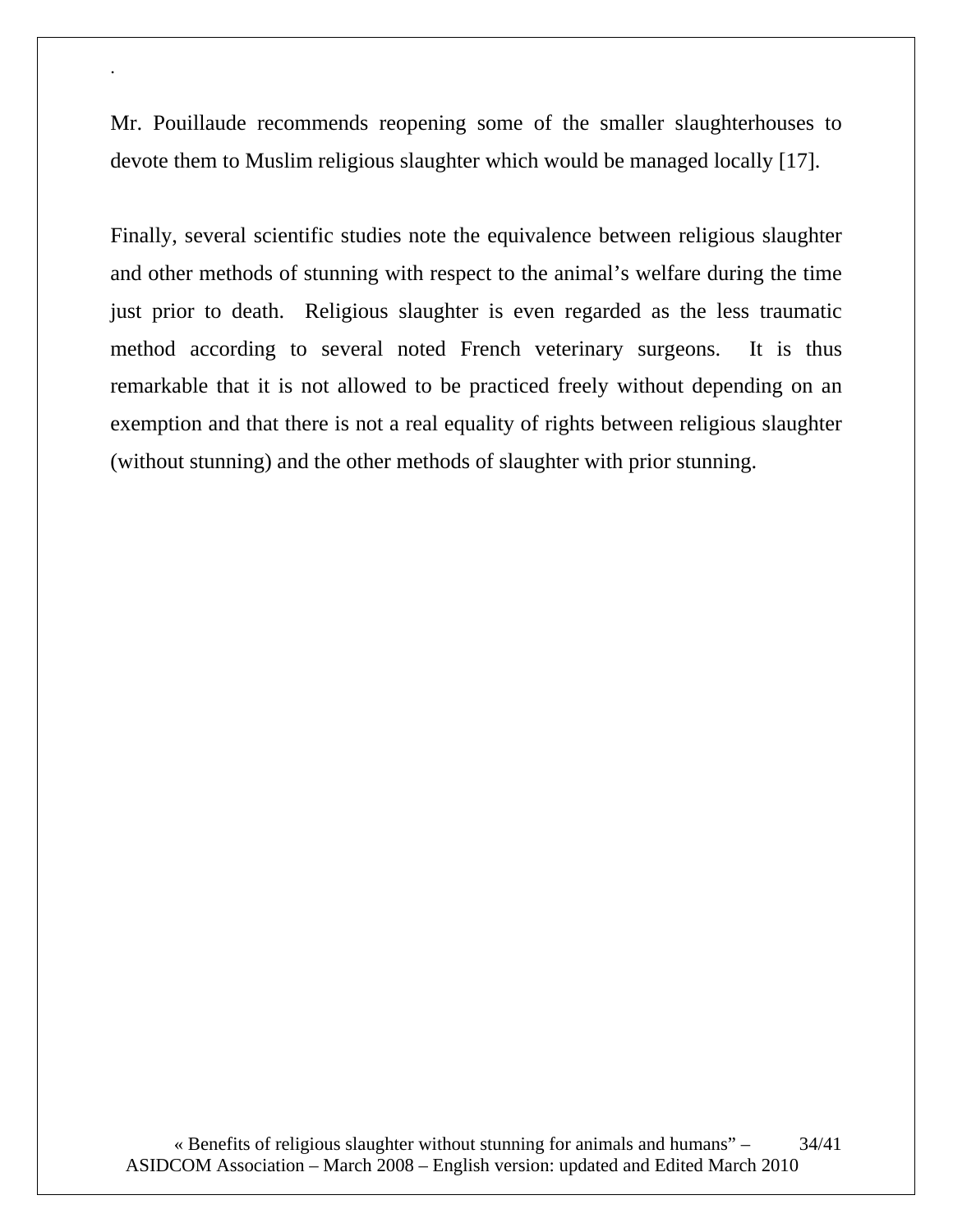.

Mr. Pouillaude recommends reopening some of the smaller slaughterhouses to devote them to Muslim religious slaughter which would be managed locally [17].

Finally, several scientific studies note the equivalence between religious slaughter and other methods of stunning with respect to the animal's welfare during the time just prior to death. Religious slaughter is even regarded as the less traumatic method according to several noted French veterinary surgeons. It is thus remarkable that it is not allowed to be practiced freely without depending on an exemption and that there is not a real equality of rights between religious slaughter (without stunning) and the other methods of slaughter with prior stunning.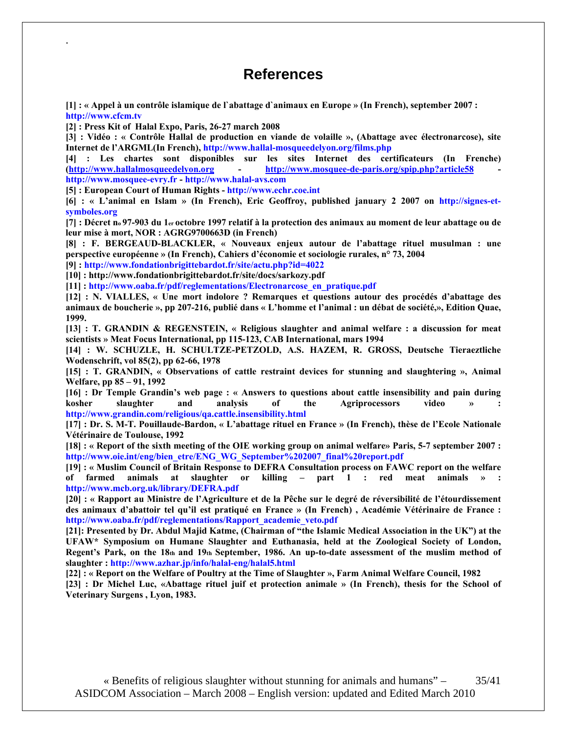# References

**[1] : « Appel à un contrôle islamique de l`abattage d`animaux en Europe » (In French), september 2007 : http://www.cfcm.tv**

**[2] : Press Kit of Halal Expo, Paris, 26-27 march 2008**

**[3] : Vidéo : « Contrôle Hallal de production en viande de volaille », (Abattage avec électronarcose), site Internet de l'ARGML(In French), http://www.hallal-mosqueedelyon.org/films.php**

**[4] : Les chartes sont disponibles sur les sites Internet des certificateurs (In Frenche) (http://www.hallalmosqueedelyon.org - http://www.mosquee-de-paris.org/spip.php?article58 - http://www.mosquee-evry.fr - http://www.halal-avs.com**

**[5] : European Court of Human Rights - http://www.echr.coe.int**

**[6] : « L'animal en Islam » (In French), Eric Geoffroy, published january 2 2007 on http://signes-et-symboles.org**

**[7] : Décret no 97-903 du 1er octobre 1997 relatif à la protection des animaux au moment de leur abattage ou de leur mise à mort, NOR : AGRG9700663D (in French)**

**[8] : F. BERGEAUD-BLACKLER, « Nouveaux enjeux autour de l'abattage rituel musulman : une perspective européenne » (In French), Cahiers d'économie et sociologie rurales, n° 73, 2004**

**[9] : http://www.fondationbrigittebardot.fr/site/actu.php?id=4022**

**[10] : http://www.fondationbrigittebardot.fr/site/docs/sarkozy.pdf**

**[11] : http://www.oaba.fr/pdf/reglementations/Electronarcose_en_pratique.pdf**

**[12] : N. VIALLES, « Une mort indolore ? Remarques et questions autour des procédés d'abattage des animaux de boucherie », pp 207-216, publié dans « L'homme et l'animal : un débat de société,», Edition Quae, 1999.**

**[13] : T. GRANDIN & REGENSTEIN, « Religious slaughter and animal welfare : a discussion for meat scientists » Meat Focus International, pp 115-123, CAB International, mars 1994**

**[14] : W. SCHUZLE, H. SCHULTZE-PETZOLD, A.S. HAZEM, R. GROSS, Deutsche Tieraeztliche Wodenschrift, vol 85(2), pp 62-66, 1978**

**[15] : T. GRANDIN, « Observations of cattle restraint devices for stunning and slaughtering », Animal Welfare, pp 85 – 91, 1992**

**[16] : Dr Temple Grandin's web page : « Answers to questions about cattle insensibility and pain during kosher slaughter and analysis of the Agriprocessors video » : http://www.grandin.com/religious/qa.cattle.insensibility.html**

**[17] : Dr. S. M-T. Pouillaude-Bardon, « L'abattage rituel en France » (In French), thèse de l'Ecole Nationale Vétérinaire de Toulouse, 1992**

**[18] : « Report of the sixth meeting of the OIE working group on animal welfare» Paris, 5-7 september 2007 : http://www.oie.int/eng/bien_etre/ENG_WG_September%202007_final%20report.pdf**

**[19] : « Muslim Council of Britain Response to DEFRA Consultation process on FAWC report on the welfare of farmed animals at slaughter or killing – part 1 : red meat animals » : http://www.mcb.org.uk/library/DEFRA.pdf**

**[20] : « Rapport au Ministre de l'Agriculture et de la Pêche sur le degré de réversibilité de l'étourdissement des animaux d'abattoir tel qu'il est pratiqué en France » (In French) , Académie Vétérinaire de France : http://www.oaba.fr/pdf/reglementations/Rapport_academie_veto.pdf**

**[21]: Presented by Dr. Abdul Majid Katme, (Chairman of "the Islamic Medical Association in the UK") at the UFAW* Symposium on Humane Slaughter and Euthanasia, held at the Zoological Society of London, Regent's Park, on the 18th and 19th September, 1986. An up-to-date assessment of the muslim method of slaughter : http://www.azhar.jp/info/halal-eng/halal5.html**

**[22] : « Report on the Welfare of Poultry at the Time of Slaughter », Farm Animal Welfare Council, 1982**

**[23] : Dr Michel Luc, «Abattage rituel juif et protection animale » (In French), thesis for the School of Veterinary Surgens , Lyon, 1983.**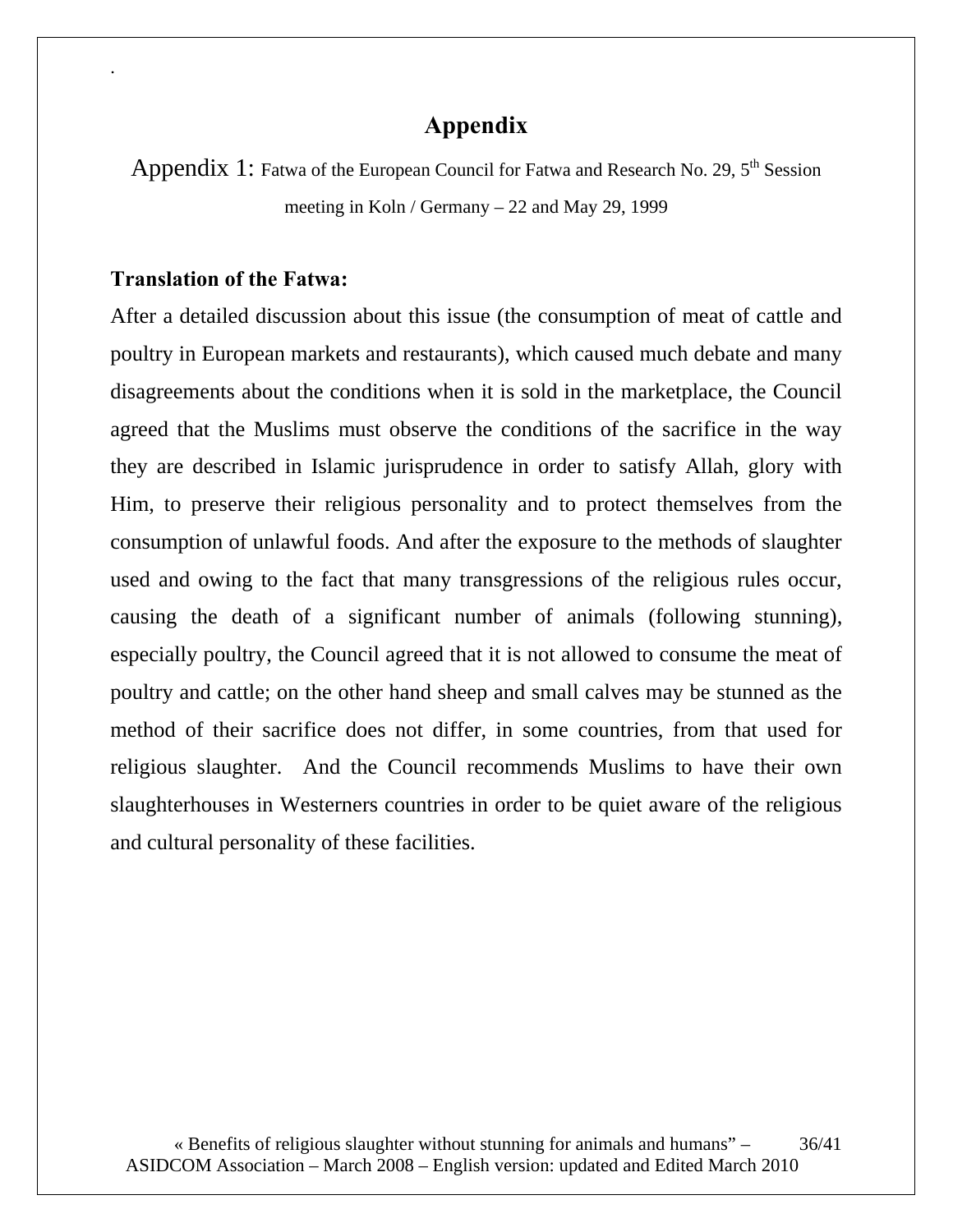# Appendix

Appendix 1: Fatwa of the European Council for Fatwa and Research No. 29, 5th Session meeting in Koln / Germany – 22 and May 29, 1999

**Translation of the Fatwa:**

After a detailed discussion about this issue (the consumption of meat of cattle and poultry in European markets and restaurants), which caused much debate and many disagreements about the conditions when it is sold in the marketplace, the Council agreed that the Muslims must observe the conditions of the sacrifice in the way they are described in Islamic jurisprudence in order to satisfy Allah, glory with Him, to preserve their religious personality and to protect themselves from the consumption of unlawful foods. And after the exposure to the methods of slaughter used and owing to the fact that many transgressions of the religious rules occur, causing the death of a significant number of animals (following stunning), especially poultry, the Council agreed that it is not allowed to consume the meat of poultry and cattle; on the other hand sheep and small calves may be stunned as the method of their sacrifice does not differ, in some countries, from that used for religious slaughter. And the Council recommends Muslims to have their own slaughterhouses in Westerners countries in order to be quiet aware of the religious and cultural personality of these facilities.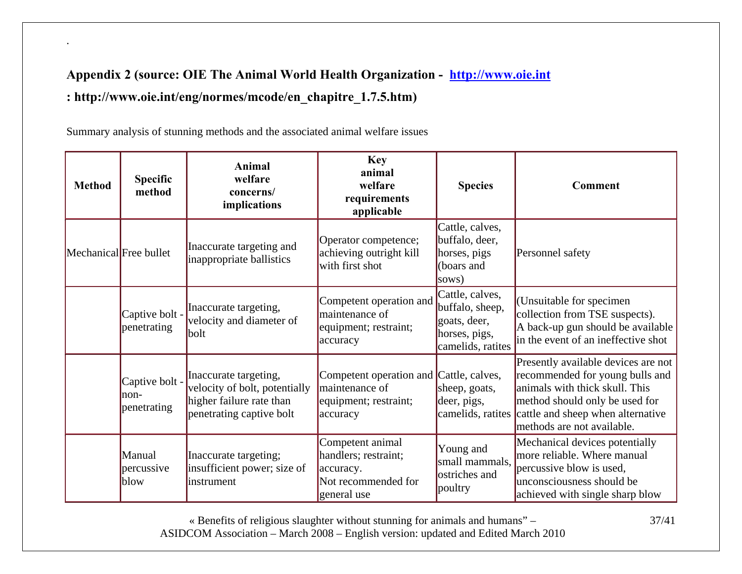**Appendix 2 (source: OIE The Animal World Health Organization - [http://www.oie.int](http://www.oie.int)**

**: http://www.oie.int/eng/normes/mcode/en_chapitre_1.7.5.htm)**

Summary analysis of stunning methods and the associated animal welfare issues

| **Method** | **Specific method** | **Animal welfare concerns/ implications** | **Key animal welfare requirements applicable** | **Species** | **Comment** |
|---|---|---|---|---|---|
| Mechanical | Free bullet | Inaccurate targeting and inappropriate ballistics | Operator competence; achieving outright kill with first shot | Cattle, calves, buffalo, deer, horses, pigs (boars and sows) | Personnel safety |
| | Captive bolt - penetrating | Inaccurate targeting, velocity and diameter of bolt | Competent operation and maintenance of equipment; restraint; accuracy | Cattle, calves, buffalo, sheep, goats, deer, horses, pigs, camelids, ratites | (Unsuitable for specimen collection from TSE suspects). A back-up gun should be available in the event of an ineffective shot |
| | Captive bolt - non-penetrating | Inaccurate targeting, velocity of bolt, potentially higher failure rate than penetrating captive bolt | Competent operation and maintenance of equipment; restraint; accuracy | Cattle, calves, sheep, goats, deer, pigs, camelids, ratites | Presently available devices are not recommended for young bulls and animals with thick skull. This method should only be used for cattle and sheep when alternative methods are not available. |
| | Manual percussive blow | Inaccurate targeting; insufficient power; size of instrument | Competent animal handlers; restraint; accuracy. Not recommended for general use | Young and small mammals, ostriches and poultry | Mechanical devices potentially more reliable. Where manual percussive blow is used, unconsciousness should be achieved with single sharp blow |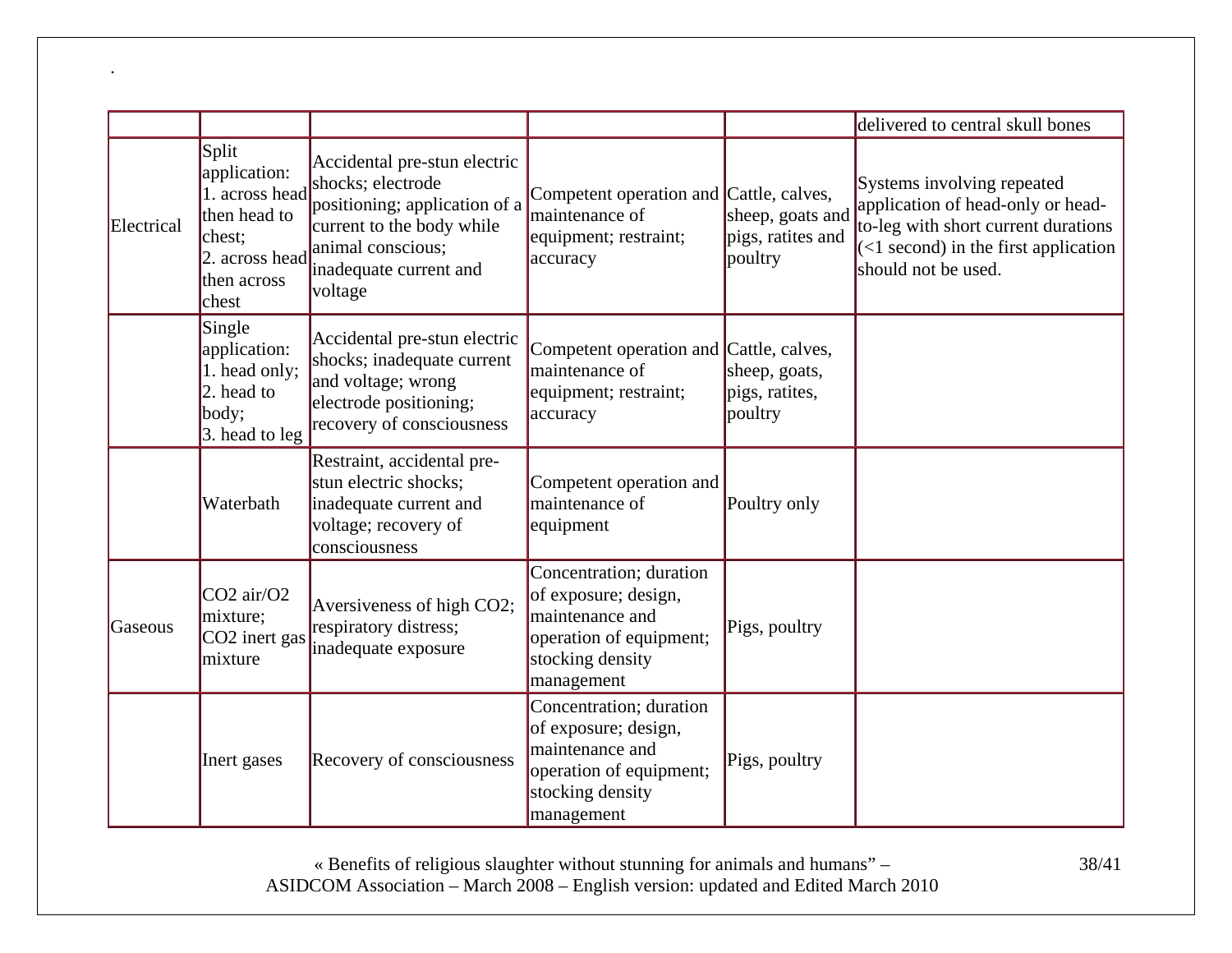.

| | | | | | |
|---|---|---|---|---|---|
| | | | | | delivered to central skull bones |
| Electrical | Split application: 1. across head then head to chest; 2. across head then across chest | Accidental pre-stun electric shocks; electrode positioning; application of a current to the body while animal conscious; inadequate current and voltage | Competent operation and maintenance of equipment; restraint; accuracy | Cattle, calves, sheep, goats and pigs, ratites and poultry | Systems involving repeated application of head-only or head-to-leg with short current durations (<1 second) in the first application should not be used. |
| | Single application: 1. head only; 2. head to body; 3. head to leg | Accidental pre-stun electric shocks; inadequate current and voltage; wrong electrode positioning; recovery of consciousness | Competent operation and maintenance of equipment; restraint; accuracy | Cattle, calves, sheep, goats, pigs, ratites, poultry | |
| | Waterbath | Restraint, accidental pre-stun electric shocks; inadequate current and voltage; recovery of consciousness | Competent operation and maintenance of equipment | Poultry only | |
| Gaseous | $CO_2$ air/$O_2$ mixture; $CO_2$ inert gas mixture | Aversiveness of high $CO_2$; respiratory distress; inadequate exposure | Concentration; duration of exposure; design, maintenance and operation of equipment; stocking density management | Pigs, poultry | |
| | Inert gases | Recovery of consciousness | Concentration; duration of exposure; design, maintenance and operation of equipment; stocking density management | Pigs, poultry | |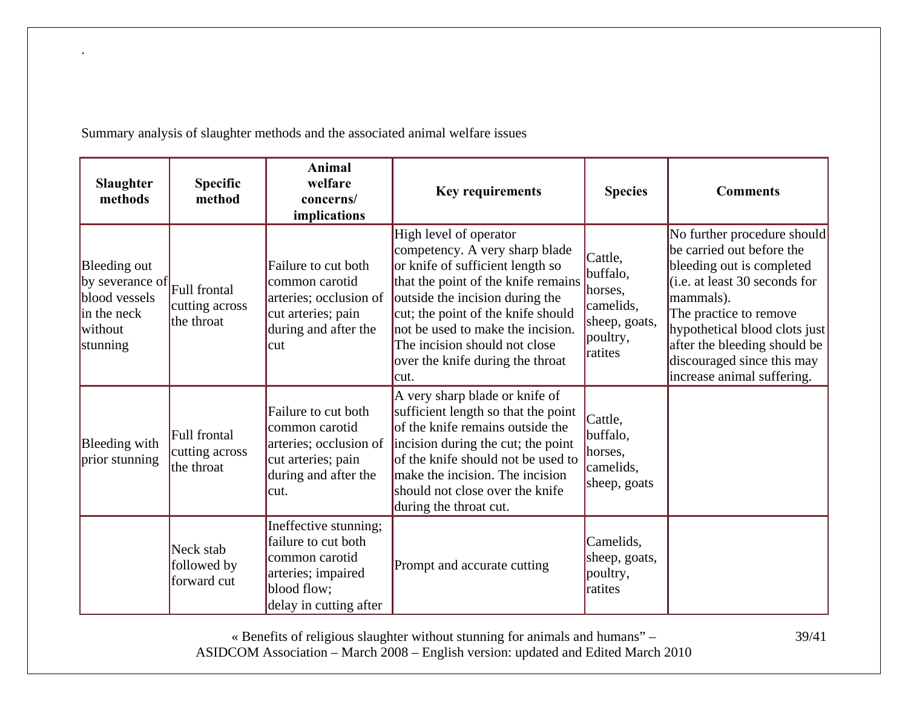.

Summary analysis of slaughter methods and the associated animal welfare issues

| Slaughter methods | Specific method | Animal welfare concerns/ implications | Key requirements | Species | Comments |
|---|---|---|---|---|---|
| Bleeding out by severance of blood vessels in the neck without stunning | Full frontal cutting across the throat | Failure to cut both common carotid arteries; occlusion of cut arteries; pain during and after the cut | High level of operator competency. A very sharp blade or knife of sufficient length so that the point of the knife remains outside the incision during the cut; the point of the knife should not be used to make the incision. The incision should not close over the knife during the throat cut. | Cattle, buffalo, horses, camelids, sheep, goats, poultry, ratites | No further procedure should be carried out before the bleeding out is completed (i.e. at least 30 seconds for mammals). The practice to remove hypothetical blood clots just after the bleeding should be discouraged since this may increase animal suffering. |
| Bleeding with prior stunning | Full frontal cutting across the throat | Failure to cut both common carotid arteries; occlusion of cut arteries; pain during and after the cut. | A very sharp blade or knife of sufficient length so that the point of the knife remains outside the incision during the cut; the point of the knife should not be used to make the incision. The incision should not close over the knife during the throat cut. | Cattle, buffalo, horses, camelids, sheep, goats | |
| | Neck stab followed by forward cut | Ineffective stunning; failure to cut both common carotid arteries; impaired blood flow; delay in cutting after | Prompt and accurate cutting | Camelids, sheep, goats, poultry, ratites | |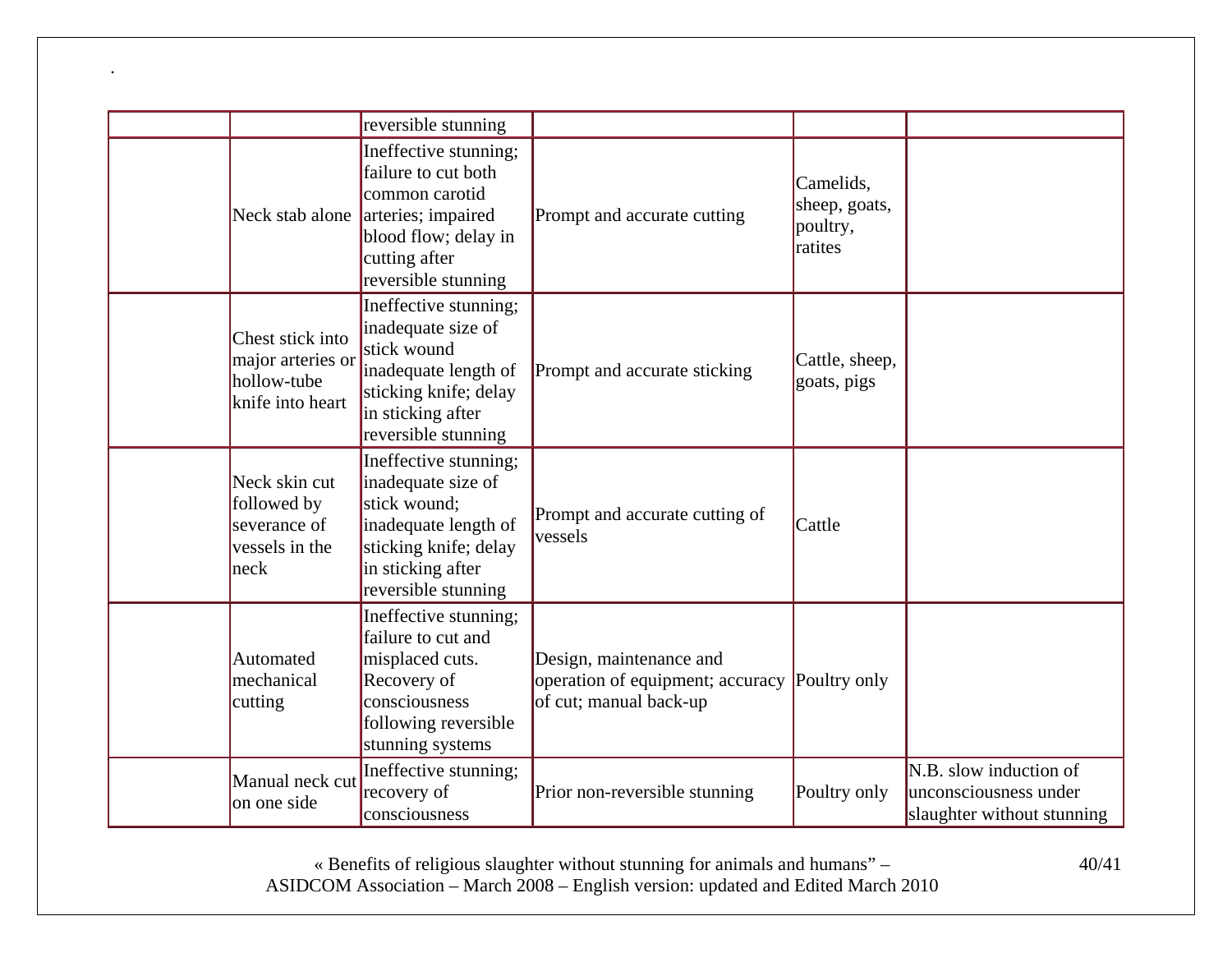.

| | | | | | |
|---|---|---|---|---|---|
| | | reversible stunning | | | |
| | Neck stab alone | Ineffective stunning; failure to cut both common carotid arteries; impaired blood flow; delay in cutting after reversible stunning | Prompt and accurate cutting | Camelids, sheep, goats, poultry, ratites | |
| | Chest stick into major arteries or hollow-tube knife into heart | Ineffective stunning; inadequate size of stick wound inadequate length of sticking knife; delay in sticking after reversible stunning | Prompt and accurate sticking | Cattle, sheep, goats, pigs | |
| | Neck skin cut followed by severance of vessels in the neck | Ineffective stunning; inadequate size of stick wound; inadequate length of sticking knife; delay in sticking after reversible stunning | Prompt and accurate cutting of vessels | Cattle | |
| | Automated mechanical cutting | Ineffective stunning; failure to cut and misplaced cuts. Recovery of consciousness following reversible stunning systems | Design, maintenance and operation of equipment; accuracy of cut; manual back-up | Poultry only | |
| | Manual neck cut on one side | Ineffective stunning; recovery of consciousness | Prior non-reversible stunning | Poultry only | N.B. slow induction of unconsciousness under slaughter without stunning |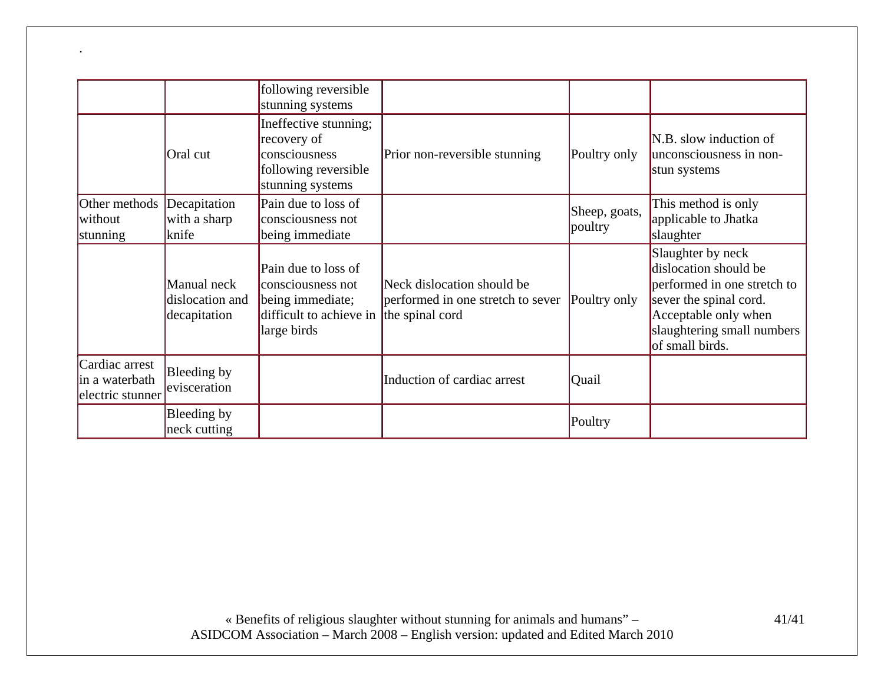.

| | | | | | |
|---|---|---|---|---|---|
| | | following reversible stunning systems | | | |
| | Oral cut | Ineffective stunning; recovery of consciousness following reversible stunning systems | Prior non-reversible stunning | Poultry only | N.B. slow induction of unconsciousness in non-stun systems |
| Other methods without stunning | Decapitation with a sharp knife | Pain due to loss of consciousness not being immediate | | Sheep, goats, poultry | This method is only applicable to Jhatka slaughter |
| | Manual neck dislocation and decapitation | Pain due to loss of consciousness not being immediate; difficult to achieve in large birds | Neck dislocation should be performed in one stretch to sever the spinal cord | Poultry only | Slaughter by neck dislocation should be performed in one stretch to sever the spinal cord. Acceptable only when slaughtering small numbers of small birds. |
| Cardiac arrest in a waterbath electric stunner | Bleeding by evisceration | | Induction of cardiac arrest | Quail | |
| | Bleeding by neck cutting | | | Poultry | |